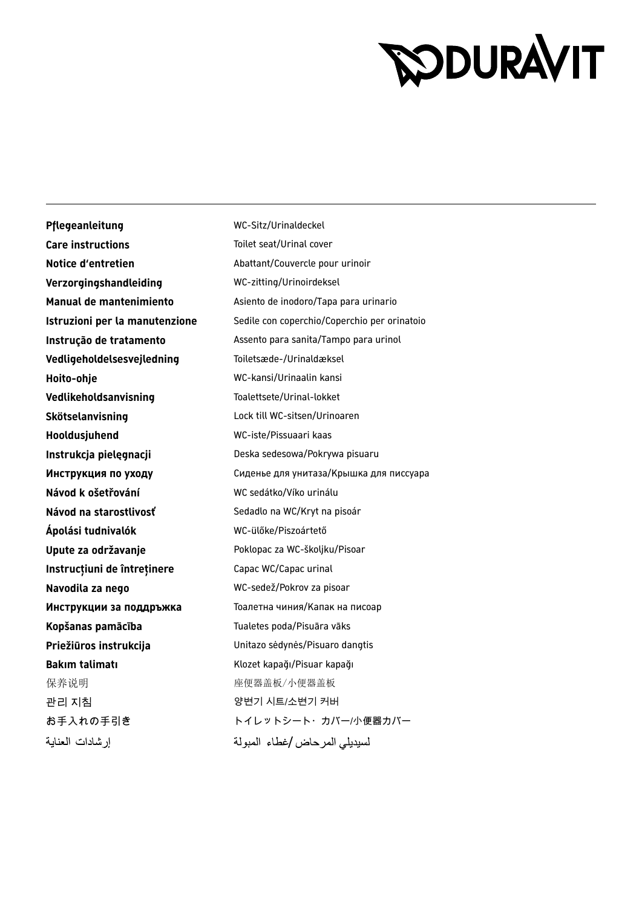DURAVIT

| | |
|---|---|
| **Pflegeanleitung** | WC-Sitz/Urinaldeckel |
| **Care instructions** | Toilet seat/Urinal cover |
| **Notice d'entretien** | Abattant/Couvercle pour urinoir |
| **Verzorgingshandleiding** | WC-zitting/Urinoirdeksel |
| **Manual de mantenimiento** | Asiento de inodoro/Tapa para urinario |
| **Istruzioni per la manutenzione** | Sedile con coperchio/Coperchio per orinatoio |
| **Instrução de tratamento** | Assento para sanita/Tampo para urinol |
| **Vedligeholdelsesvejledning** | Toiletsæde-/Urinaldæksel |
| **Hoito-ohje** | WC-kansi/Urinaalin kansi |
| **Vedlikeholdsanvisning** | Toalettsete/Urinal-lokket |
| **Skötselanvisning** | Lock till WC-sitsen/Urinoaren |
| **Hooldusjuhend** | WC-iste/Pissuaari kaas |
| **Instrukcja pielęgnacji** | Deska sedesowa/Pokrywa pisuaru |
| **Инструкция по уходу** | Сиденье для унитаза/Крышка для писсуара |
| **Návod k ošetřování** | WC sedátko/Víko urinálu |
| **Návod na starostlivosť** | Sedadlo na WC/Kryt na pisoár |
| **Ápolási tudnivalók** | WC-ülőke/Piszoártető |
| **Upute za održavanje** | Poklopac za WC-školjku/Pisoar |
| **Instrucțiuni de întreținere** | Capac WC/Capac urinal |
| **Navodila za nego** | WC-sedež/Pokrov za pisoar |
| **Инструкции за поддръжка** | Тоалетна чиния/Капак на писоар |
| **Kopšanas pamācība** | Tualetes poda/Pisuāra vāks |
| **Priežiūros instrukcija** | Unitazo sėdynės/Pisuaro dangtis |
| **Bakım talimatı** | Klozet kapağı/Pisuar kapağı |
| 保养说明 | 座便器盖板/小便器盖板 |
| 관리 지침 | 양변기 시트/소변기 커버 |
| お手入れの手引き | トイレットシート・カバー/小便器カバー |
| إرشادات العناية | لسيديلي المرحاض/غطاء المبولة |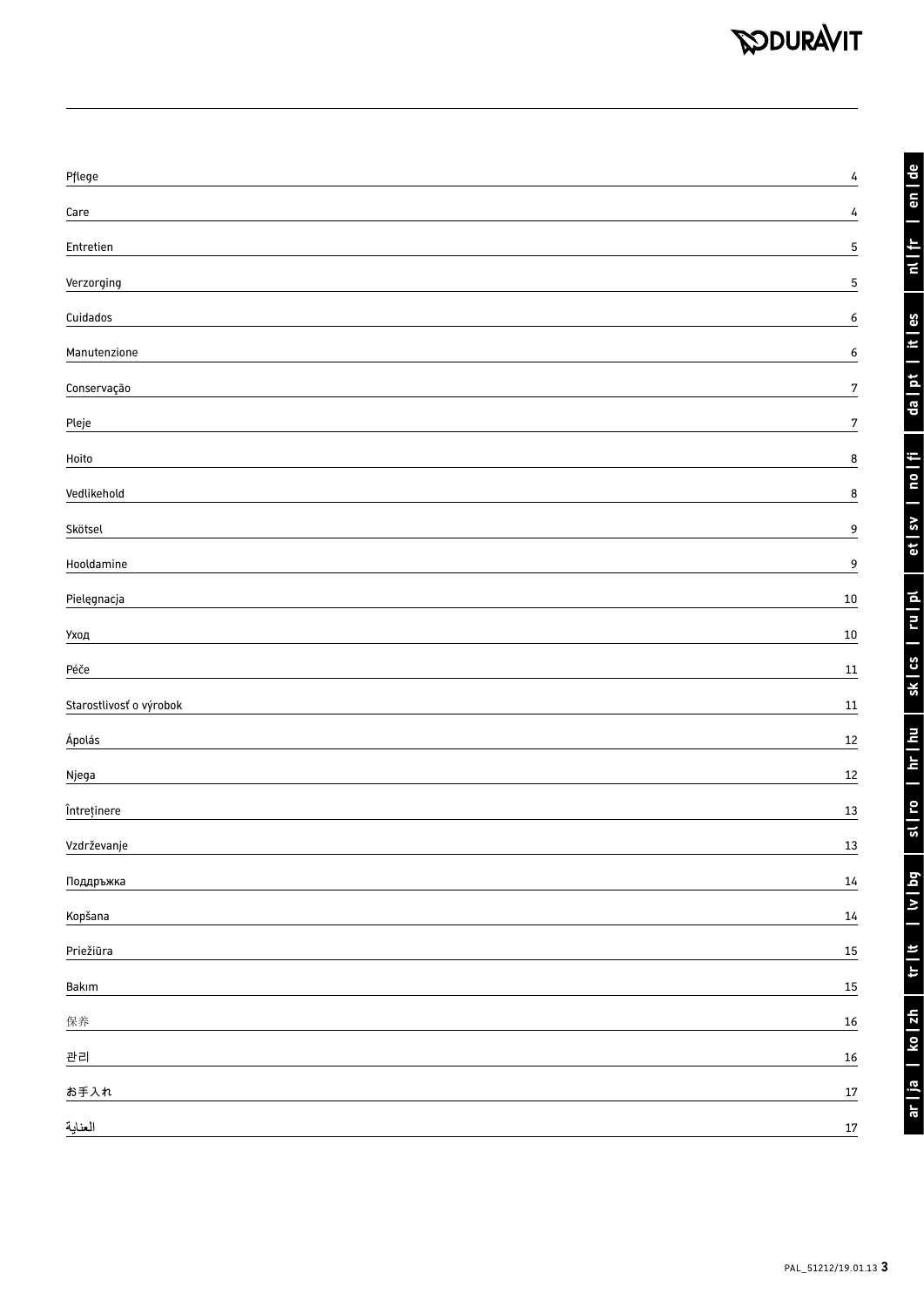DURAVIT

| | |
|---|---|
| Pflege | 4 |
| Care | 4 |
| Entretien | 5 |
| Verzorging | 5 |
| Cuidados | 6 |
| Manutenzione | 6 |
| Conservação | 7 |
| Pleje | 7 |
| Hoito | 8 |
| Vedlikehold | 8 |
| Skötsel | 9 |
| Hooldamine | 9 |
| Pielęgnacja | 10 |
| Уход | 10 |
| Péče | 11 |
| Starostlivosť o výrobok | 11 |
| Ápolás | 12 |
| Njega | 12 |
| Întreținere | 13 |
| Vzdrževanje | 13 |
| Поддръжка | 14 |
| Kopšana | 14 |
| Priežiūra | 15 |
| Bakım | 15 |
| 保养 | 16 |
| 관리 | 16 |
| お手入れ | 17 |
| العناية | 17 |

de | en | fr | nl | es | it | pt | da | fi | no | sv | et | pl | ru | cs | sk | hu | hr | ro | sl | bg | lv | lt | tr | zh | ko | ja | ar

PAL_51212/19.01.13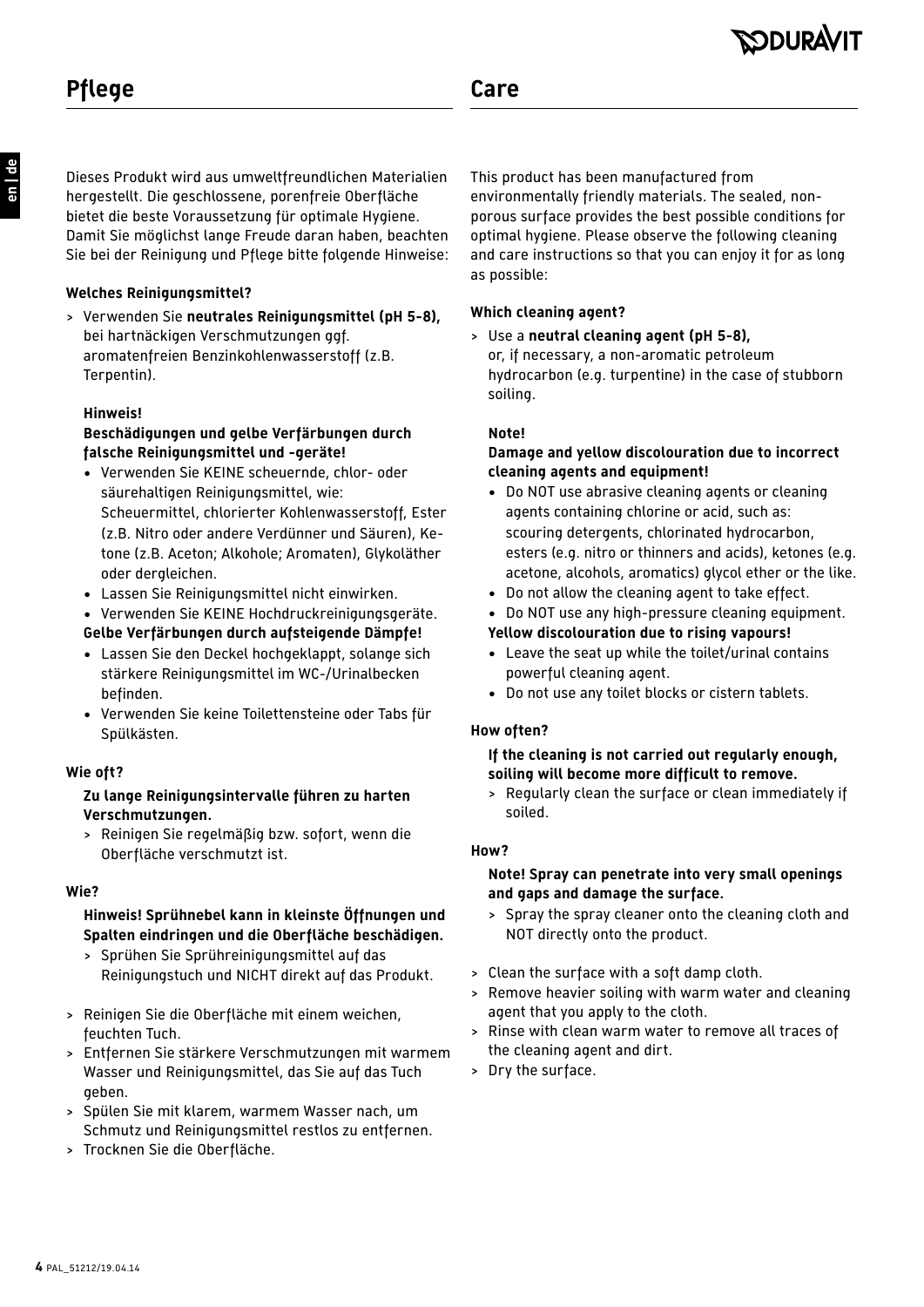## Pflege

Dieses Produkt wird aus umweltfreundlichen Materialien hergestellt. Die geschlossene, porenfreie Oberfläche bietet die beste Voraussetzung für optimale Hygiene. Damit Sie möglichst lange Freude daran haben, beachten Sie bei der Reinigung und Pflege bitte folgende Hinweise:

**Welches Reinigungsmittel?**

> Verwenden Sie **neutrales Reinigungsmittel (pH 5-8),** bei hartnäckigen Verschmutzungen ggf. aromatenfreien Benzinkohlenwasserstoff (z.B. Terpentin).

**Hinweis!**

**Beschädigungen und gelbe Verfärbungen durch falsche Reinigungsmittel und -geräte!**

- Verwenden Sie KEINE scheuernde, chlor- oder säurehaltigen Reinigungsmittel, wie: Scheuermittel, chlorierter Kohlenwasserstoff, Ester (z.B. Nitro oder andere Verdünner und Säuren), Ketone (z.B. Aceton; Alkohole; Aromaten), Glykoläther oder dergleichen.
- Lassen Sie Reinigungsmittel nicht einwirken.
- Verwenden Sie KEINE Hochdruckreinigungsgeräte.

**Gelbe Verfärbungen durch aufsteigende Dämpfe!**

- Lassen Sie den Deckel hochgeklappt, solange sich stärkere Reinigungsmittel im WC-/Urinalbecken befinden.
- Verwenden Sie keine Toilettensteine oder Tabs für Spülkästen.

**Wie oft?**

**Zu lange Reinigungsintervalle führen zu harten Verschmutzungen.**

> Reinigen Sie regelmäßig bzw. sofort, wenn die Oberfläche verschmutzt ist.

**Wie?**

**Hinweis! Sprühnebel kann in kleinste Öffnungen und Spalten eindringen und die Oberfläche beschädigen.**

> Sprühen Sie Sprühreinigungsmittel auf das Reinigungstuch und NICHT direkt auf das Produkt.

> Reinigen Sie die Oberfläche mit einem weichen, feuchten Tuch.
> Entfernen Sie stärkere Verschmutzungen mit warmem Wasser und Reinigungsmittel, das Sie auf das Tuch geben.
> Spülen Sie mit klarem, warmem Wasser nach, um Schmutz und Reinigungsmittel restlos zu entfernen.
> Trocknen Sie die Oberfläche.

## Care

This product has been manufactured from environmentally friendly materials. The sealed, non-porous surface provides the best possible conditions for optimal hygiene. Please observe the following cleaning and care instructions so that you can enjoy it for as long as possible:

**Which cleaning agent?**

> Use a **neutral cleaning agent (pH 5-8),** or, if necessary, a non-aromatic petroleum hydrocarbon (e.g. turpentine) in the case of stubborn soiling.

**Note!**

**Damage and yellow discolouration due to incorrect cleaning agents and equipment!**

- Do NOT use abrasive cleaning agents or cleaning agents containing chlorine or acid, such as: scouring detergents, chlorinated hydrocarbon, esters (e.g. nitro or thinners and acids), ketones (e.g. acetone, alcohols, aromatics) glycol ether or the like.
- Do not allow the cleaning agent to take effect.
- Do NOT use any high-pressure cleaning equipment.

**Yellow discolouration due to rising vapours!**

- Leave the seat up while the toilet/urinal contains powerful cleaning agent.
- Do not use any toilet blocks or cistern tablets.

**How often?**

**If the cleaning is not carried out regularly enough, soiling will become more difficult to remove.**

> Regularly clean the surface or clean immediately if soiled.

**How?**

**Note! Spray can penetrate into very small openings and gaps and damage the surface.**

> Spray the spray cleaner onto the cleaning cloth and NOT directly onto the product.

> Clean the surface with a soft damp cloth.
> Remove heavier soiling with warm water and cleaning agent that you apply to the cloth.
> Rinse with clean warm water to remove all traces of the cleaning agent and dirt.
> Dry the surface.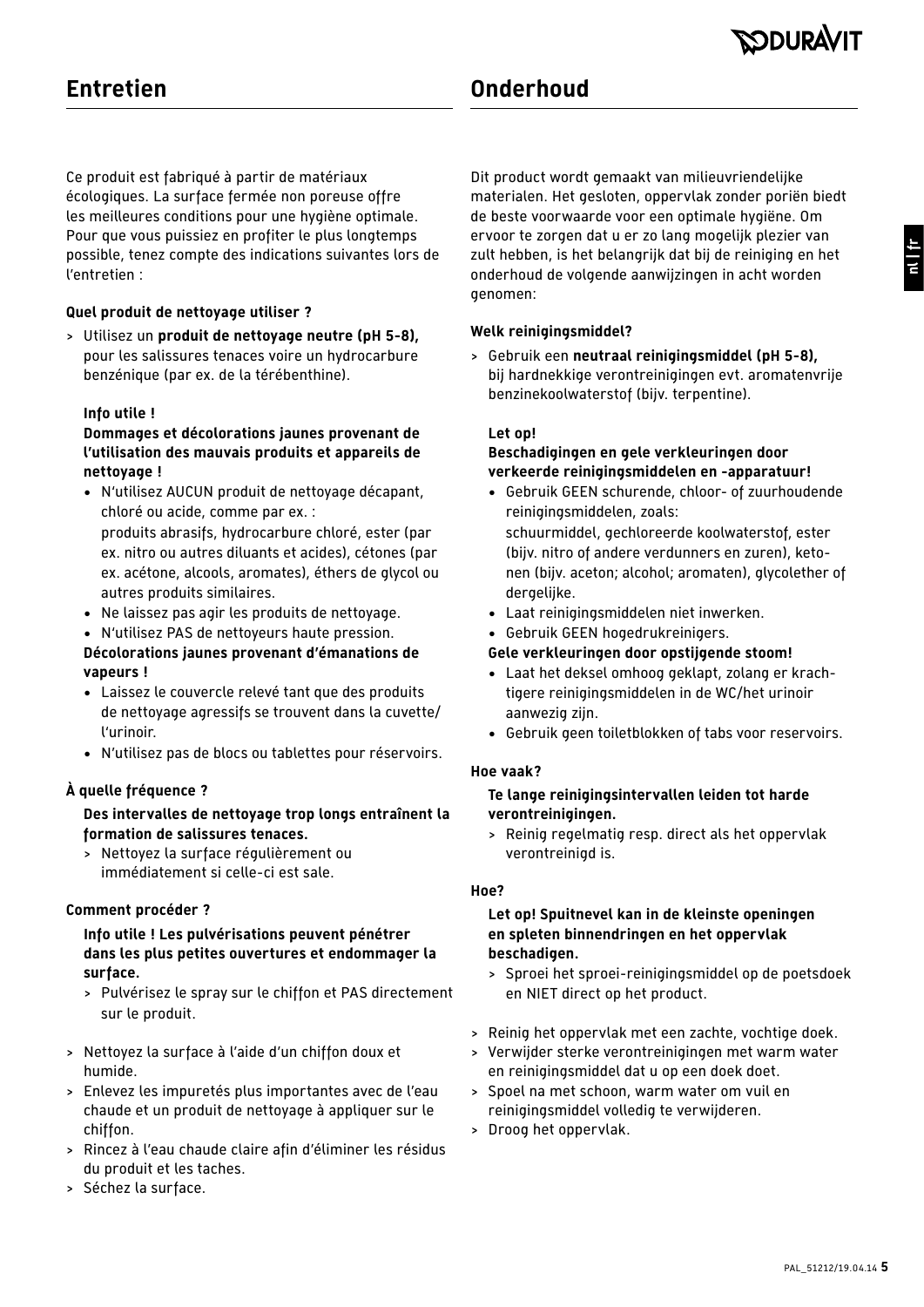## Entretien

Ce produit est fabriqué à partir de matériaux écologiques. La surface fermée non poreuse offre les meilleures conditions pour une hygiène optimale. Pour que vous puissiez en profiter le plus longtemps possible, tenez compte des indications suivantes lors de l'entretien :

**Quel produit de nettoyage utiliser ?**

> Utilisez un **produit de nettoyage neutre (pH 5-8),** pour les salissures tenaces voire un hydrocarbure benzénique (par ex. de la térébenthine).

**Info utile !**

**Dommages et décolorations jaunes provenant de l'utilisation des mauvais produits et appareils de nettoyage !**

- N'utilisez AUCUN produit de nettoyage décapant, chloré ou acide, comme par ex. : produits abrasifs, hydrocarbure chloré, ester (par ex. nitro ou autres diluants et acides), cétones (par ex. acétone, alcools, aromates), éthers de glycol ou autres produits similaires.
- Ne laissez pas agir les produits de nettoyage.
- N'utilisez PAS de nettoyeurs haute pression.

**Décolorations jaunes provenant d'émanations de vapeurs !**

- Laissez le couvercle relevé tant que des produits de nettoyage agressifs se trouvent dans la cuvette/l'urinoir.
- N'utilisez pas de blocs ou tablettes pour réservoirs.

**À quelle fréquence ?**

**Des intervalles de nettoyage trop longs entraînent la formation de salissures tenaces.**

> Nettoyez la surface régulièrement ou immédiatement si celle-ci est sale.

**Comment procéder ?**

**Info utile ! Les pulvérisations peuvent pénétrer dans les plus petites ouvertures et endommager la surface.**

> Pulvérisez le spray sur le chiffon et PAS directement sur le produit.

> Nettoyez la surface à l'aide d'un chiffon doux et humide.
> Enlevez les impuretés plus importantes avec de l'eau chaude et un produit de nettoyage à appliquer sur le chiffon.
> Rincez à l'eau chaude claire afin d'éliminer les résidus du produit et les taches.
> Séchez la surface.

## Onderhoud

Dit product wordt gemaakt van milieuvriendelijke materialen. Het gesloten, oppervlak zonder poriën biedt de beste voorwaarde voor een optimale hygiëne. Om ervoor te zorgen dat u er zo lang mogelijk plezier van zult hebben, is het belangrijk dat bij de reiniging en het onderhoud de volgende aanwijzingen in acht worden genomen:

**Welk reinigingsmiddel?**

> Gebruik een **neutraal reinigingsmiddel (pH 5-8),** bij hardnekkige verontreinigingen evt. aromatenvrije benzinekoolwaterstof (bijv. terpentine).

**Let op!**

**Beschadigingen en gele verkleuringen door verkeerde reinigingsmiddelen en -apparatuur!**

- Gebruik GEEN schurende, chloor- of zuurhoudende reinigingsmiddelen, zoals: schuurmiddel, gechloreerde koolwaterstof, ester (bijv. nitro of andere verdunners en zuren), ketonen (bijv. aceton; alcohol; aromaten), glycolether of dergelijke.
- Laat reinigingsmiddelen niet inwerken.
- Gebruik GEEN hogedrukreinigers.

**Gele verkleuringen door opstijgende stoom!**

- Laat het deksel omhoog geklapt, zolang er krachtigere reinigingsmiddelen in de WC/het urinoir aanwezig zijn.
- Gebruik geen toiletblokken of tabs voor reservoirs.

**Hoe vaak?**

**Te lange reinigingsintervallen leiden tot harde verontreinigingen.**

> Reinig regelmatig resp. direct als het oppervlak verontreinigd is.

**Hoe?**

**Let op! Spuitnevel kan in de kleinste openingen en spleten binnendringen en het oppervlak beschadigen.**

> Sproei het sproei-reinigingsmiddel op de poetsdoek en NIET direct op het product.

> Reinig het oppervlak met een zachte, vochtige doek.
> Verwijder sterke verontreinigingen met warm water en reinigingsmiddel dat u op een doek doet.
> Spoel na met schoon, warm water om vuil en reinigingsmiddel volledig te verwijderen.
> Droog het oppervlak.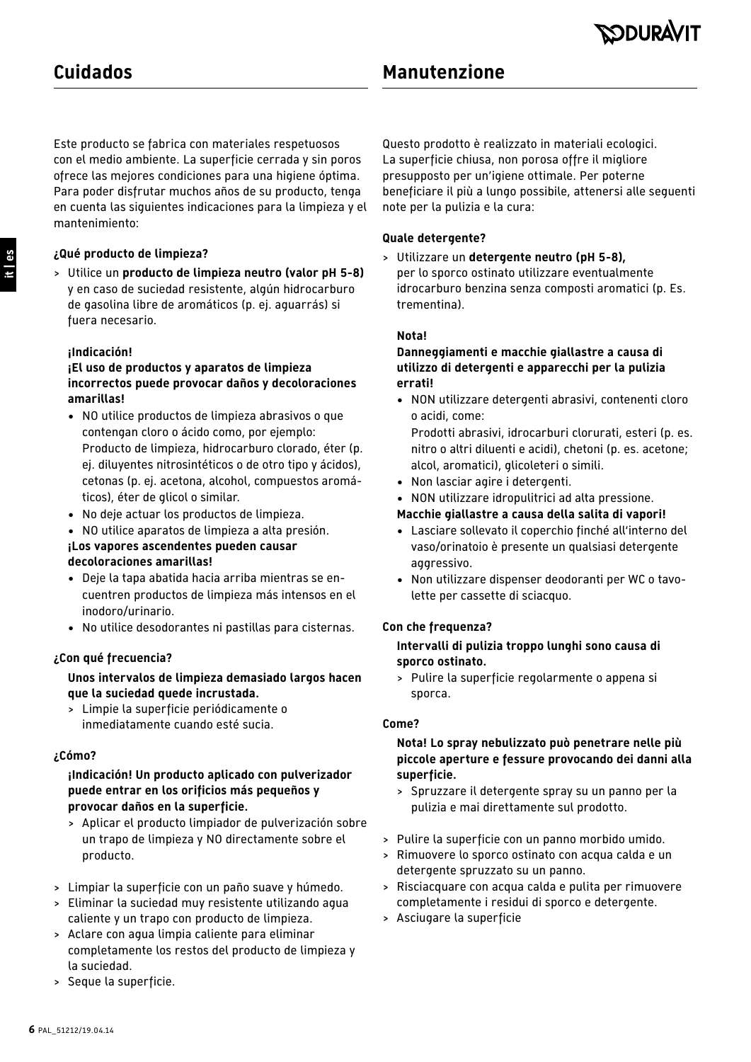# Cuidados

Este producto se fabrica con materiales respetuosos con el medio ambiente. La superficie cerrada y sin poros ofrece las mejores condiciones para una higiene óptima. Para poder disfrutar muchos años de su producto, tenga en cuenta las siguientes indicaciones para la limpieza y el mantenimiento:

**¿Qué producto de limpieza?**

> Utilice un **producto de limpieza neutro (valor pH 5-8)** y en caso de suciedad resistente, algún hidrocarburo de gasolina libre de aromáticos (p. ej. aguarrás) si fuera necesario.

**¡Indicación!**
**¡El uso de productos y aparatos de limpieza incorrectos puede provocar daños y decoloraciones amarillas!**

- NO utilice productos de limpieza abrasivos o que contengan cloro o ácido como, por ejemplo: Producto de limpieza, hidrocarburo clorado, éter (p. ej. diluyentes nitrosintéticos o de otro tipo y ácidos), cetonas (p. ej. acetona, alcohol, compuestos aromáticos), éter de glicol o similar.
- No deje actuar los productos de limpieza.
- NO utilice aparatos de limpieza a alta presión.

**¡Los vapores ascendentes pueden causar decoloraciones amarillas!**

- Deje la tapa abatida hacia arriba mientras se encuentren productos de limpieza más intensos en el inodoro/urinario.
- No utilice desodorantes ni pastillas para cisternas.

**¿Con qué frecuencia?**

**Unos intervalos de limpieza demasiado largos hacen que la suciedad quede incrustada.**

> Limpie la superficie periódicamente o inmediatamente cuando esté sucia.

**¿Cómo?**

**¡Indicación! Un producto aplicado con pulverizador puede entrar en los orificios más pequeños y provocar daños en la superficie.**

> Aplicar el producto limpiador de pulverización sobre un trapo de limpieza y NO directamente sobre el producto.

> Limpiar la superficie con un paño suave y húmedo.
> Eliminar la suciedad muy resistente utilizando agua caliente y un trapo con producto de limpieza.
> Aclare con agua limpia caliente para eliminar completamente los restos del producto de limpieza y la suciedad.
> Seque la superficie.

# Manutenzione

Questo prodotto è realizzato in materiali ecologici. La superficie chiusa, non porosa offre il migliore presupposto per un'igiene ottimale. Per poterne beneficiare il più a lungo possibile, attenersi alle seguenti note per la pulizia e la cura:

**Quale detergente?**

> Utilizzare un **detergente neutro (pH 5-8),** per lo sporco ostinato utilizzare eventualmente idrocarburo benzina senza composti aromatici (p. Es. trementina).

**Nota!**
**Danneggiamenti e macchie giallastre a causa di utilizzo di detergenti e apparecchi per la pulizia errati!**

- NON utilizzare detergenti abrasivi, contenenti cloro o acidi, come: Prodotti abrasivi, idrocarburi clorurati, esteri (p. es. nitro o altri diluenti e acidi), chetoni (p. es. acetone; alcol, aromatici), glicoleteri o simili.
- Non lasciar agire i detergenti.
- NON utilizzare idropulitrici ad alta pressione.

**Macchie giallastre a causa della salita di vapori!**

- Lasciare sollevato il coperchio finché all'interno del vaso/orinatoio è presente un qualsiasi detergente aggressivo.
- Non utilizzare dispenser deodoranti per WC o tavolette per cassette di sciacquo.

**Con che frequenza?**

**Intervalli di pulizia troppo lunghi sono causa di sporco ostinato.**

> Pulire la superficie regolarmente o appena si sporca.

**Come?**

**Nota! Lo spray nebulizzato può penetrare nelle più piccole aperture e fessure provocando dei danni alla superficie.**

> Spruzzare il detergente spray su un panno per la pulizia e mai direttamente sul prodotto.

> Pulire la superficie con un panno morbido umido.
> Rimuovere lo sporco ostinato con acqua calda e un detergente spruzzato su un panno.
> Risciacquare con acqua calda e pulita per rimuovere completamente i residui di sporco e detergente.
> Asciugare la superficie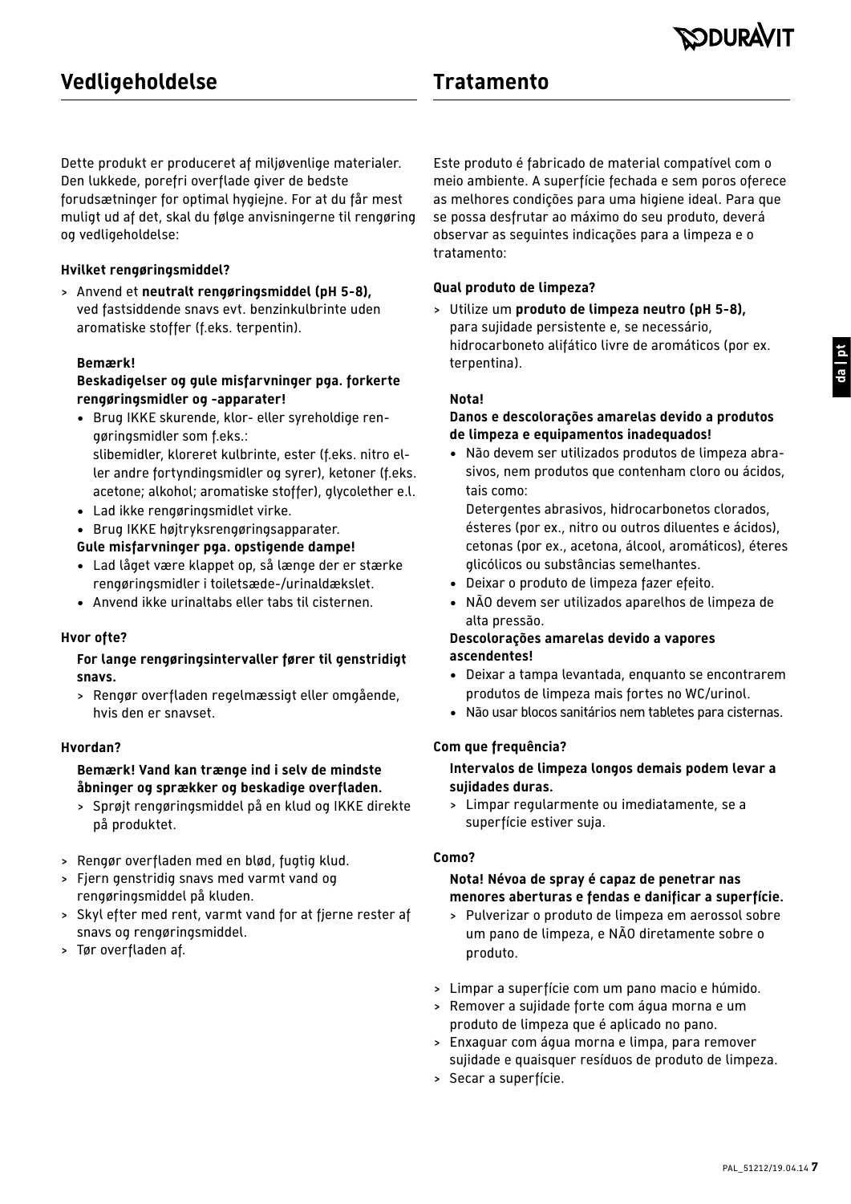# Vedligeholdelse

Dette produkt er produceret af miljøvenlige materialer. Den lukkede, porefri overflade giver de bedste forudsætninger for optimal hygiejne. For at du får mest muligt ud af det, skal du følge anvisningerne til rengøring og vedligeholdelse:

**Hvilket rengøringsmiddel?**

> Anvend et **neutralt rengøringsmiddel (pH 5-8),** ved fastsiddende snavs evt. benzinkulbrinte uden aromatiske stoffer (f.eks. terpentin).

**Bemærk!**
**Beskadigelser og gule misfarvninger pga. forkerte rengøringsmidler og -apparater!**

- Brug IKKE skurende, klor- eller syreholdige rengøringsmidler som f.eks.:
  slibemidler, kloreret kulbrinte, ester (f.eks. nitro eller andre fortyndingsmidler og syrer), ketoner (f.eks. acetone; alkohol; aromatiske stoffer), glycolether e.l.
- Lad ikke rengøringsmidlet virke.
- Brug IKKE højtryksrengøringsapparater.

**Gule misfarvninger pga. opstigende dampe!**

- Lad låget være klappet op, så længe der er stærke rengøringsmidler i toiletsæde-/urinaldækslet.
- Anvend ikke urinaltabs eller tabs til cisternen.

**Hvor ofte?**

**For lange rengøringsintervaller fører til genstridigt snavs.**

> Rengør overfladen regelmæssigt eller omgående, hvis den er snavset.

**Hvordan?**

**Bemærk! Vand kan trænge ind i selv de mindste åbninger og sprækker og beskadige overfladen.**

> Sprøjt rengøringsmiddel på en klud og IKKE direkte på produktet.

> Rengør overfladen med en blød, fugtig klud.
> Fjern genstridig snavs med varmt vand og rengøringsmiddel på kluden.
> Skyl efter med rent, varmt vand for at fjerne rester af snavs og rengøringsmiddel.
> Tør overfladen af.

# Tratamento

Este produto é fabricado de material compatível com o meio ambiente. A superfície fechada e sem poros oferece as melhores condições para uma higiene ideal. Para que se possa desfrutar ao máximo do seu produto, deverá observar as seguintes indicações para a limpeza e o tratamento:

**Qual produto de limpeza?**

> Utilize um **produto de limpeza neutro (pH 5-8),** para sujidade persistente e, se necessário, hidrocarboneto alifático livre de aromáticos (por ex. terpentina).

**Nota!**
**Danos e descolorações amarelas devido a produtos de limpeza e equipamentos inadequados!**

- Não devem ser utilizados produtos de limpeza abrasivos, nem produtos que contenham cloro ou ácidos, tais como:
  Detergentes abrasivos, hidrocarbonetos clorados, ésteres (por ex., nitro ou outros diluentes e ácidos), cetonas (por ex., acetona, álcool, aromáticos), éteres glicólicos ou substâncias semelhantes.
- Deixar o produto de limpeza fazer efeito.
- NÃO devem ser utilizados aparelhos de limpeza de alta pressão.

**Descolorações amarelas devido a vapores ascendentes!**

- Deixar a tampa levantada, enquanto se encontrarem produtos de limpeza mais fortes no WC/urinol.
- Não usar blocos sanitários nem tabletes para cisternas.

**Com que frequência?**

**Intervalos de limpeza longos demais podem levar a sujidades duras.**

> Limpar regularmente ou imediatamente, se a superfície estiver suja.

**Como?**

**Nota! Névoa de spray é capaz de penetrar nas menores aberturas e fendas e danificar a superfície.**

> Pulverizar o produto de limpeza em aerossol sobre um pano de limpeza, e NÃO diretamente sobre o produto.

> Limpar a superfície com um pano macio e húmido.
> Remover a sujidade forte com água morna e um produto de limpeza que é aplicado no pano.
> Enxaguar com água morna e limpa, para remover sujidade e quaisquer resíduos de produto de limpeza.
> Secar a superfície.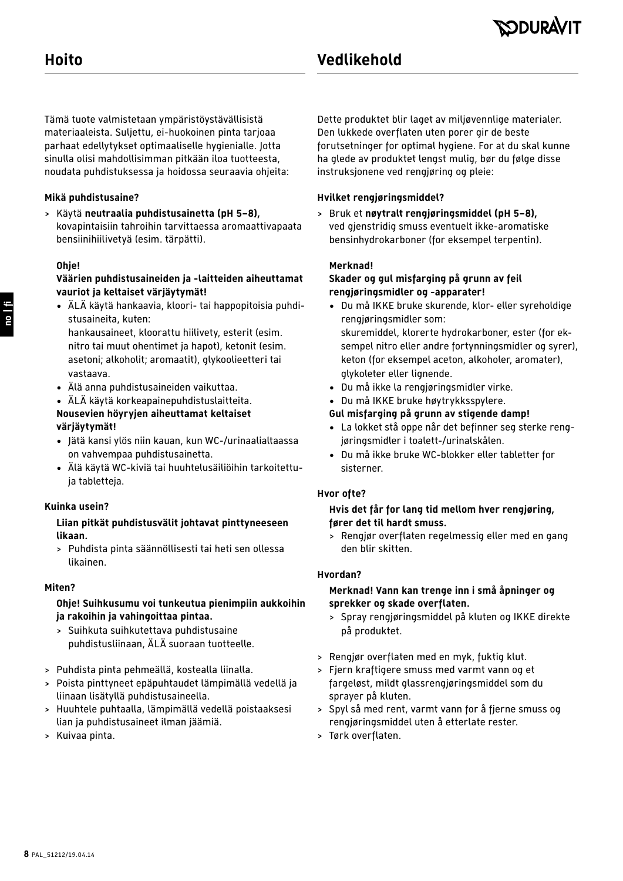## Hoito

Tämä tuote valmistetaan ympäristöystävällisistä materiaaleista. Suljettu, ei-huokoinen pinta tarjoaa parhaat edellytykset optimaaliselle hygienialle. Jotta sinulla olisi mahdollisimman pitkään iloa tuotteesta, noudata puhdistuksessa ja hoidossa seuraavia ohjeita:

**Mikä puhdistusaine?**

> Käytä **neutraalia puhdistusainetta (pH 5–8),** kovapintaisiin tahroihin tarvittaessa aromaattivapaata bensiinihiilivetyä (esim. tärpätti).

**Ohje!**

**Väärien puhdistusaineiden ja -laitteiden aiheuttamat vauriot ja keltaiset värjäytymät!**

- ÄLÄ käytä hankaavia, kloori- tai happopitoisia puhdistusaineita, kuten:
  hankausaineet, kloorattu hiilivety, esterit (esim. nitro tai muut ohentimet ja hapot), ketonit (esim. asetoni; alkoholit; aromaatit), glykoolieetteri tai vastaava.
- Älä anna puhdistusaineiden vaikuttaa.
- ÄLÄ käytä korkeapainepuhdistuslaitteita.

**Nousevien höyryjen aiheuttamat keltaiset värjäytymät!**

- Jätä kansi ylös niin kauan, kun WC-/urinaalialtaassa on vahvempaa puhdistusainetta.
- Älä käytä WC-kiviä tai huuhtelusäiliöihin tarkoitettuja tabletteja.

**Kuinka usein?**

**Liian pitkät puhdistusvälit johtavat pinttyneeseen likaan.**

> Puhdista pinta säännöllisesti tai heti sen ollessa likainen.

**Miten?**

**Ohje! Suihkusumu voi tunkeutua pienimpiin aukkoihin ja rakoihin ja vahingoittaa pintaa.**

> Suihkuta suihkutettava puhdistusaine puhdistusliinaan, ÄLÄ suoraan tuotteelle.

> Puhdista pinta pehmeällä, kostealla liinalla.
> Poista pinttyneet epäpuhtaudet lämpimällä vedellä ja liinan lisätyllä puhdistusaineella.
> Huuhtele puhtaalla, lämpimällä vedellä poistaaksesi lian ja puhdistusaineet ilman jäämiä.
> Kuivaa pinta.

## Vedlikehold

Dette produktet blir laget av miljøvennlige materialer. Den lukkede overflaten uten porer gir de beste forutsetninger for optimal hygiene. For at du skal kunne ha glede av produktet lengst mulig, bør du følge disse instruksjonene ved rengjøring og pleie:

**Hvilket rengjøringsmiddel?**

> Bruk et **nøytralt rengjøringsmiddel (pH 5–8),** ved gjenstridig smuss eventuelt ikke-aromatiske bensinhydrokarboner (for eksempel terpentin).

**Merknad!**

**Skader og gul misfarging på grunn av feil rengjøringsmidler og -apparater!**

- Du må IKKE bruke skurende, klor- eller syreholdige rengjøringsmidler som:
  skuremiddel, klorerte hydrokarboner, ester (for eksempel nitro eller andre fortynningsmidler og syrer), keton (for eksempel aceton, alkoholer, aromater), glykoleter eller lignende.
- Du må ikke la rengjøringsmidler virke.
- Du må IKKE bruke høytrykksspylere.

**Gul misfarging på grunn av stigende damp!**

- La lokket stå oppe når det befinner seg sterke rengjøringsmidler i toalett-/urinalskålen.
- Du må ikke bruke WC-blokker eller tabletter for sisterner.

**Hvor ofte?**

**Hvis det får for lang tid mellom hver rengjøring, fører det til hardt smuss.**

> Rengjør overflaten regelmessig eller med en gang den blir skitten.

**Hvordan?**

**Merknad! Vann kan trenge inn i små åpninger og sprekker og skade overflaten.**

> Spray rengjøringsmiddel på kluten og IKKE direkte på produktet.

> Rengjør overflaten med en myk, fuktig klut.
> Fjern kraftigere smuss med varmt vann og et fargeløst, mildt glassrengjøringsmiddel som du sprayer på kluten.
> Spyl så med rent, varmt vann for å fjerne smuss og rengjøringsmiddel uten å etterlate rester.
> Tørk overflaten.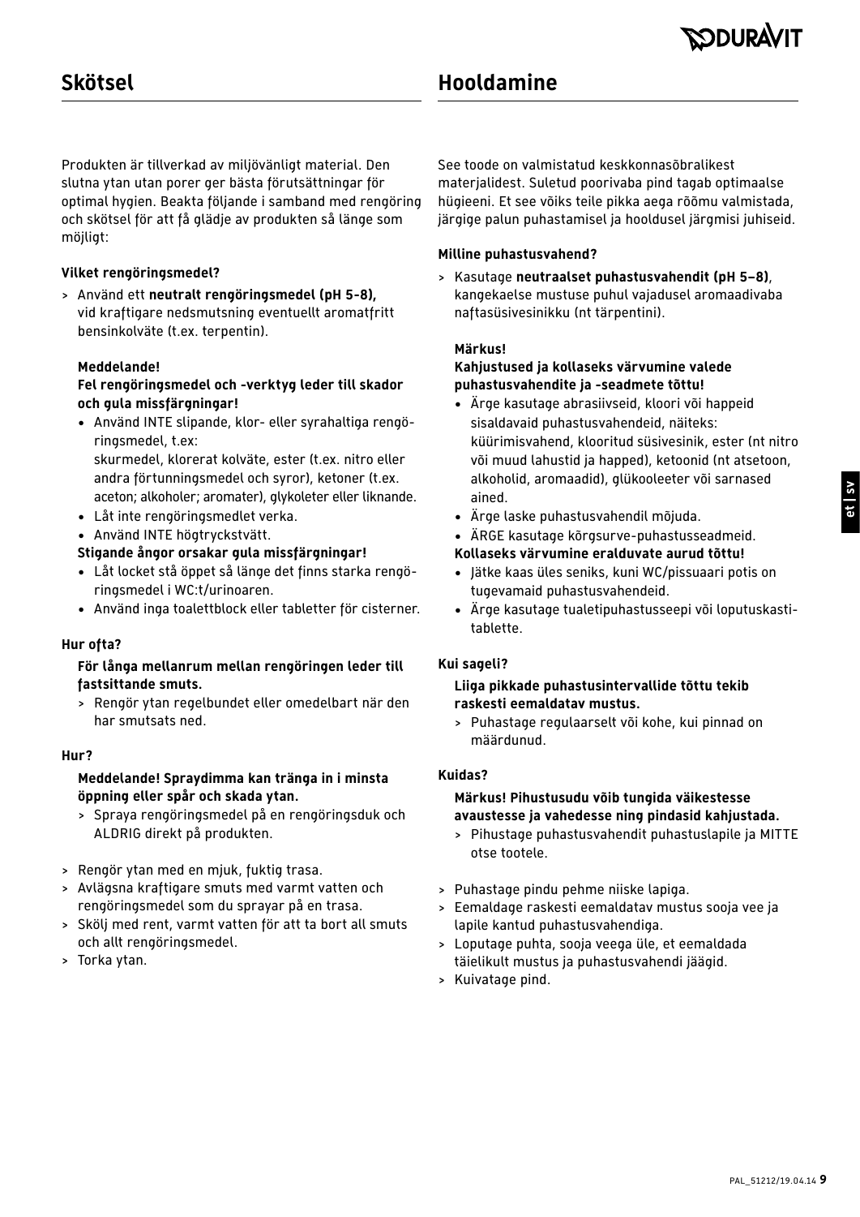## Skötsel

Produkten är tillverkad av miljövänligt material. Den slutna ytan utan porer ger bästa förutsättningar för optimal hygien. Beakta följande i samband med rengöring och skötsel för att få glädje av produkten så länge som möjligt:

**Vilket rengöringsmedel?**

> Använd ett **neutralt rengöringsmedel (pH 5-8),** vid kraftigare nedsmutsning eventuellt aromatfritt bensinkolväte (t.ex. terpentin).

**Meddelande!**
**Fel rengöringsmedel och -verktyg leder till skador och gula missfärgningar!**

- Använd INTE slipande, klor- eller syrahaltiga rengöringsmedel, t.ex: skurmedel, klorerat kolväte, ester (t.ex. nitro eller andra förtunningsmedel och syror), ketoner (t.ex. aceton; alkoholer; aromater), glykoleter eller liknande.
- Låt inte rengöringsmedlet verka.
- Använd INTE högtryckstvätt.

**Stigande ångor orsakar gula missfärgningar!**

- Låt locket stå öppet så länge det finns starka rengöringsmedel i WC:t/urinoaren.
- Använd inga toalettblock eller tabletter för cisterner.

**Hur ofta?**

**För långa mellanrum mellan rengöringen leder till fastsittande smuts.**

> Rengör ytan regelbundet eller omedelbart när den har smutsats ned.

**Hur?**

**Meddelande! Spraydimma kan tränga in i minsta öppning eller spår och skada ytan.**

> Spraya rengöringsmedel på en rengöringsduk och ALDRIG direkt på produkten.

> Rengör ytan med en mjuk, fuktig trasa.
> Avlägsna kraftigare smuts med varmt vatten och rengöringsmedel som du sprayar på en trasa.
> Skölj med rent, varmt vatten för att ta bort all smuts och allt rengöringsmedel.
> Torka ytan.

## Hooldamine

See toode on valmistatud keskkonnasõbralikest materjalidest. Suletud poorivaba pind tagab optimaalse hügieeni. Et see võiks teile pikka aega rõõmu valmistada, järgige palun puhastamisel ja hooldusel järgmisi juhiseid.

**Milline puhastusvahend?**

> Kasutage **neutraalset puhastusvahendit (pH 5–8)**, kangekaelse mustuse puhul vajadusel aromaadivaba naftasüsivesinikku (nt tärpentini).

**Märkus!**
**Kahjustused ja kollaseks värvumine valede puhastusvahendite ja -seadmete tõttu!**

- Ärge kasutage abrasiivseid, kloori või happeid sisaldavaid puhastusvahendeid, näiteks: küürimisvahend, klooritud süsivesinik, ester (nt nitro või muud lahustid ja happed), ketoonid (nt atsetoon, alkoholid, aromaadid), glükooleeter või sarnased ained.
- Ärge laske puhastusvahendil mõjuda.
- ÄRGE kasutage kõrgsurve-puhastusseadmeid.

**Kollaseks värvumine eralduvate aurud tõttu!**

- Jätke kaas üles seniks, kuni WC/pissuaari potis on tugevamaid puhastusvahendeid.
- Ärge kasutage tualetipuhastusseepi või loputuskastitablette.

**Kui sageli?**

**Liiga pikkade puhastusintervallide tõttu tekib raskesti eemaldatav mustus.**

> Puhastage regulaarselt või kohe, kui pinnad on määrdunud.

**Kuidas?**

**Märkus! Pihustusudu võib tungida väikestesse avaustesse ja vahedesse ning pindasid kahjustada.**

> Pihustage puhastusvahendit puhastuslapile ja MITTE otse tootele.

> Puhastage pindu pehme niiske lapiga.
> Eemaldage raskesti eemaldatav mustus sooja vee ja lapile kantud puhastusvahendiga.
> Loputage puhta, sooja veega üle, et eemaldada täielikult mustus ja puhastusvahendi jäägid.
> Kuivatage pind.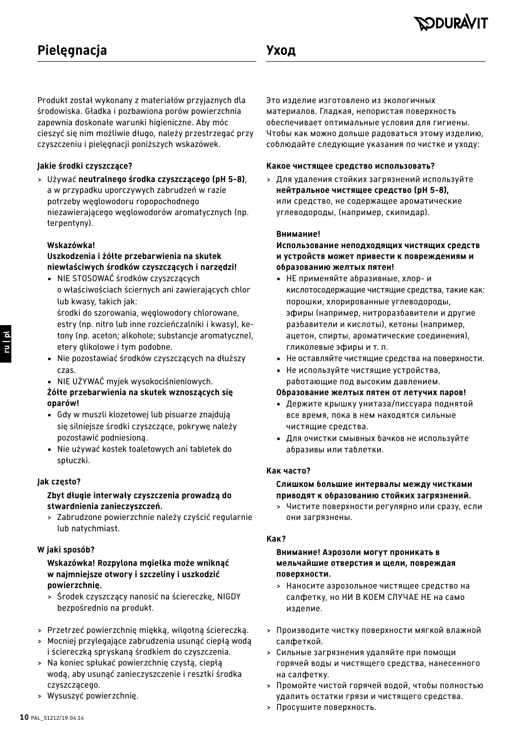## Pielęgnacja

Produkt został wykonany z materiałów przyjaznych dla środowiska. Gładka i pozbawiona porów powierzchnia zapewnia doskonałe warunki higieniczne. Aby móc cieszyć się nim możliwie długo, należy przestrzegać przy czyszczeniu i pielęgnacji poniższych wskazówek.

**Jakie środki czyszczące?**

> Używać **neutralnego środka czyszczącego (pH 5-8)**, a w przypadku uporczywych zabrudzeń w razie potrzeby węglowodoru ropopochodnego niezawierającego węglowodorów aromatycznych (np. terpentyny).

**Wskazówka!**
**Uszkodzenia i żółte przebarwienia na skutek niewłaściwych środków czyszczących i narzędzi!**

- NIE STOSOWAĆ środków czyszczących o właściwościach ściernych ani zawierających chlor lub kwasy, takich jak: środki do szorowania, węglowodory chlorowane, estry (np. nitro lub inne rozcieńczalniki i kwasy), ketony (np. aceton; alkohole; substancje aromatyczne), etery glikolowe i tym podobne.
- Nie pozostawiać środków czyszczących na dłuższy czas.
- NIE UŻYWAĆ myjek wysokociśnieniowych.

**Żółte przebarwienia na skutek wznoszących się oparów!**

- Gdy w muszli klozetowej lub pisuarze znajdują się silniejsze środki czyszczące, pokrywę należy pozostawić podniesioną.
- Nie używać kostek toaletowych ani tabletek do spłuczki.

**Jak często?**

**Zbyt długie interwały czyszczenia prowadzą do stwardnienia zanieczyszczeń.**

> Zabrudzone powierzchnie należy czyścić regularnie lub natychmiast.

**W jaki sposób?**

**Wskazówka! Rozpylona mgiełka może wniknąć w najmniejsze otwory i szczeliny i uszkodzić powierzchnię.**

> Środek czyszczący nanosić na ściereczkę, NIGDY bezpośrednio na produkt.

> Przetrzeć powierzchnię miękką, wilgotną ściereczką.
> Mocniej przylegające zabrudzenia usunąć ciepłą wodą i ściereczką spryskaną środkiem do czyszczenia.
> Na koniec spłukać powierzchnię czystą, ciepłą wodą, aby usunąć zanieczyszczenie i resztki środka czyszczącego.
> Wysuszyć powierzchnię.

## Уход

Это изделие изготовлено из экологичных материалов. Гладкая, непористая поверхность обеспечивает оптимальные условия для гигиены. Чтобы как можно дольше радоваться этому изделию, соблюдайте следующие указания по чистке и уходу:

**Какое чистящее средство использовать?**

> Для удаления стойких загрязнений используйте **нейтральное чистящее средство (pH 5-8),** или средство, не содержащее ароматические углеводороды, (например, скипидар).

**Внимание!**
**Использование неподходящих чистящих средств и устройств может привести к повреждениям и образованию желтых пятен!**

- НЕ применяйте абразивные, хлор- и кислотосодержащие чистящие средства, такие как: порошки, хлорированные углеводороды, эфиры (например, нитроразбавители и другие разбавители и кислоты), кетоны (например, ацетон, спирты, ароматические соединения), гликолевые эфиры и т. п.
- Не оставляйте чистящие средства на поверхности.
- Не используйте чистящие устройства, работающие под высоким давлением.

**Образование желтых пятен от летучих паров!**

- Держите крышку унитаза/писсуара поднятой все время, пока в нем находятся сильные чистящие средства.
- Для очистки смывных бачков не используйте абразивы или таблетки.

**Как часто?**

**Слишком большие интервалы между чистками приводят к образованию стойких загрязнений.**

> Чистите поверхности регулярно или сразу, если они загрязнены.

**Как?**

**Внимание! Аэрозоли могут проникать в мельчайшие отверстия и щели, повреждая поверхности.**

> Наносите аэрозольное чистящее средство на салфетку, но НИ В КОЕМ СЛУЧАЕ НЕ на само изделие.

> Производите чистку поверхности мягкой влажной салфеткой.
> Сильные загрязнения удаляйте при помощи горячей воды и чистящего средства, нанесенного на салфетку.
> Промойте чистой горячей водой, чтобы полностью удалить остатки грязи и чистящего средства.
> Просушите поверхность.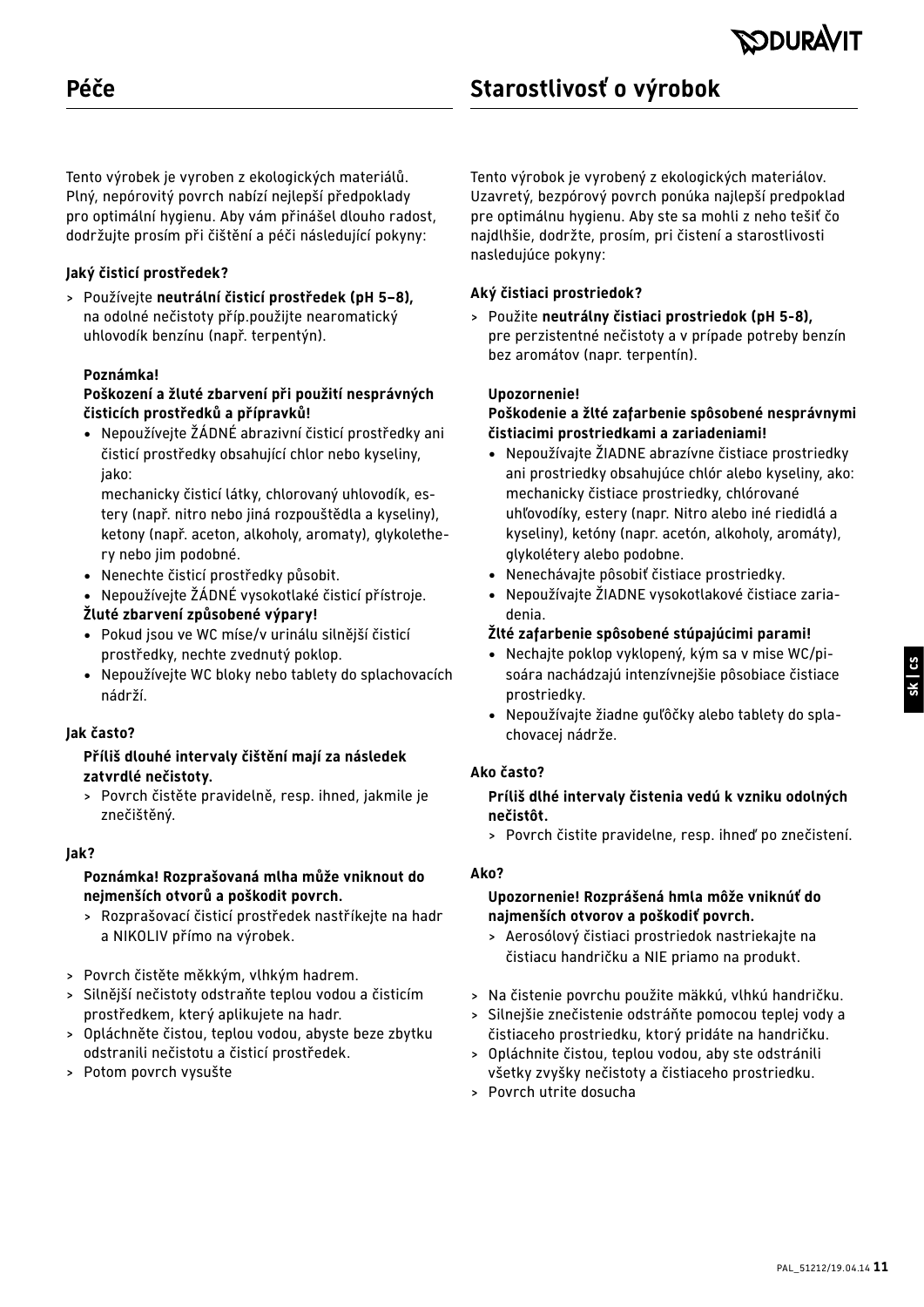## Péče

Tento výrobek je vyroben z ekologických materiálů. Plný, nepórovitý povrch nabízí nejlepší předpoklady pro optimální hygienu. Aby vám přinášel dlouho radost, dodržujte prosím při čištění a péči následující pokyny:

**Jaký čisticí prostředek?**

> Používejte **neutrální čisticí prostředek (pH 5–8),** na odolné nečistoty příp.použijte nearomatický uhlovodík benzínu (např. terpentýn).

**Poznámka!**
**Poškození a žluté zbarvení při použití nesprávných čisticích prostředků a přípravků!**

- Nepoužívejte ŽÁDNÉ abrazivní čisticí prostředky ani čisticí prostředky obsahující chlor nebo kyseliny, jako:
  mechanicky čisticí látky, chlorovaný uhlovodík, estery (např. nitro nebo jiná rozpouštědla a kyseliny), ketony (např. aceton, alkoholy, aromaty), glykolethery nebo jim podobné.
- Nenechte čisticí prostředky působit.
- Nepoužívejte ŽÁDNÉ vysokotlaké čisticí přístroje.

**Žluté zbarvení způsobené výpary!**

- Pokud jsou ve WC míse/v urinálu silnější čisticí prostředky, nechte zvednutý poklop.
- Nepoužívejte WC bloky nebo tablety do splachovacích nádrží.

**Jak často?**

**Příliš dlouhé intervaly čištění mají za následek zatvrdlé nečistoty.**

> Povrch čistěte pravidelně, resp. ihned, jakmile je znečištěný.

**Jak?**

**Poznámka! Rozprašovaná mlha může vniknout do nejmenších otvorů a poškodit povrch.**

> Rozprašovací čisticí prostředek nastříkejte na hadr a NIKOLIV přímo na výrobek.

> Povrch čistěte měkkým, vlhkým hadrem.
> Silnější nečistoty odstraňte teplou vodou a čisticím prostředkem, který aplikujete na hadr.
> Opláchněte čistou, teplou vodou, abyste beze zbytku odstranili nečistotu a čisticí prostředek.
> Potom povrch vysušte

## Starostlivosť o výrobok

Tento výrobok je vyrobený z ekologických materiálov. Uzavretý, bezpórový povrch ponúka najlepší predpoklad pre optimálnu hygienu. Aby ste sa mohli z neho tešiť čo najdlhšie, dodržte, prosím, pri čistení a starostlivosti nasledujúce pokyny:

**Aký čistiaci prostriedok?**

> Použite **neutrálny čistiaci prostriedok (pH 5-8),** pre perzistentné nečistoty a v prípade potreby benzín bez aromátov (napr. terpentín).

**Upozornenie!**
**Poškodenie a žlté zafarbenie spôsobené nesprávnymi čistiacimi prostriedkami a zariadeniami!**

- Nepoužívajte ŽIADNE abrazívne čistiace prostriedky ani prostriedky obsahujúce chlór alebo kyseliny, ako: mechanicky čistiace prostriedky, chlórované uhľovodíky, estery (napr. Nitro alebo iné riedidlá a kyseliny), ketóny (napr. acetón, alkoholy, aromáty), glykolétery alebo podobne.
- Nenechávajte pôsobiť čistiace prostriedky.
- Nepoužívajte ŽIADNE vysokotlakové čistiace zariadenia.

**Žlté zafarbenie spôsobené stúpajúcimi parami!**

- Nechajte poklop vyklopený, kým sa v mise WC/pisoára nachádzajú intenzívnejšie pôsobiace čistiace prostriedky.
- Nepoužívajte žiadne guľôčky alebo tablety do splachovacej nádrže.

**Ako často?**

**Príliš dlhé intervaly čistenia vedú k vzniku odolných nečistôt.**

> Povrch čistite pravidelne, resp. ihneď po znečistení.

**Ako?**

**Upozornenie! Rozprášená hmla môže vniknúť do najmenších otvorov a poškodiť povrch.**

> Aerosólový čistiaci prostriedok nastriekajte na čistiacu handričku a NIE priamo na produkt.

> Na čistenie povrchu použite mäkkú, vlhkú handričku.
> Silnejšie znečistenie odstráňte pomocou teplej vody a čistiaceho prostriedku, ktorý pridáte na handričku.
> Opláchnite čistou, teplou vodou, aby ste odstránili všetky zvyšky nečistoty a čistiaceho prostriedku.
> Povrch utrite dosucha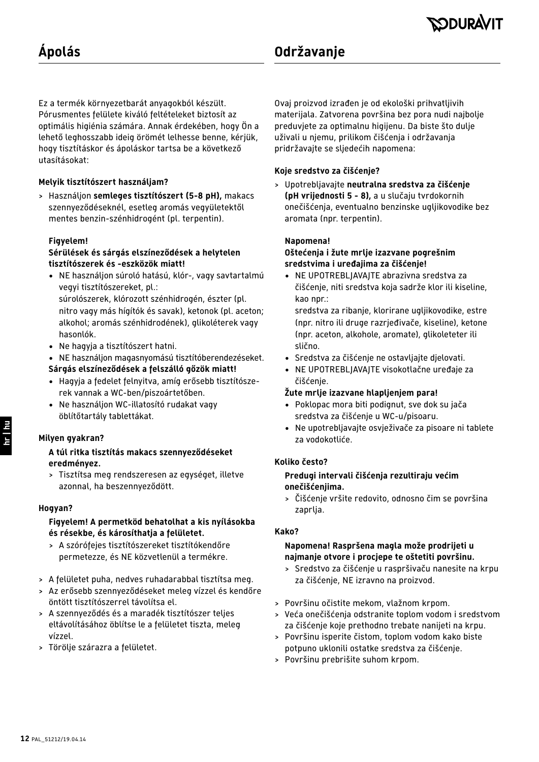## Ápolás

Ez a termék környezetbarát anyagokból készült. Pórusmentes felülete kiváló feltételeket biztosít az optimális higiénia számára. Annak érdekében, hogy Ön a lehető leghosszabb ideig örömét lelhesse benne, kérjük, hogy tisztításkor és ápoláskor tartsa be a következő utasításokat:

**Melyik tisztítószert használjam?**

> Használjon **semleges tisztítószert (5-8 pH),** makacs szennyeződéseknél, esetleg aromás vegyületektől mentes benzin-szénhidrogént (pl. terpentin).

**Figyelem!**
**Sérülések és sárgás elszíneződések a helytelen tisztítószerek és -eszközök miatt!**

- NE használjon súroló hatású, klór-, vagy savtartalmú vegyi tisztítószereket, pl.:
  súrolószerek, klórozott szénhidrogén, észter (pl. nitro vagy más hígítók és savak), ketonok (pl. aceton; alkohol; aromás szénhidrodének), glikoléterek vagy hasonlók.
- Ne hagyja a tisztítószert hatni.
- NE használjon magasnyomású tisztítóberendezéseket.

**Sárgás elszíneződések a felszálló gőzök miatt!**

- Hagyja a fedelet felnyitva, amíg erősebb tisztítósze-rek vannak a WC-ben/piszoártetőben.
- Ne használjon WC-illatosító rudakat vagy öblítőtartály tablettákat.

**Milyen gyakran?**

**A túl ritka tisztítás makacs szennyeződéseket eredményez.**

> Tisztítsa meg rendszeresen az egységet, illetve azonnal, ha beszennyeződött.

**Hogyan?**

**Figyelem! A permetköd behatolhat a kis nyílásokba és résekbe, és károsíthatja a felületet.**

> A szórófejes tisztítószereket tisztítókendőre permetezze, és NE közvetlenül a termékre.

> A felületet puha, nedves ruhadarabbal tisztítsa meg.
> Az erősebb szennyeződéseket meleg vízzel és kendőre öntött tisztítószerrel távolítsa el.
> A szennyeződés és a maradék tisztítószer teljes eltávolításához öblítse le a felületet tiszta, meleg vízzel.
> Törölje szárazra a felületet.

## Održavanje

Ovaj proizvod izrađen je od ekološki prihvatljivih materijala. Zatvorena površina bez pora nudi najbolje preduvjete za optimalnu higijenu. Da biste što dulje uživali u njemu, prilikom čišćenja i održavanja pridržavajte se sljedećih napomena:

**Koje sredstvo za čišćenje?**

> Upotrebljavajte **neutralna sredstva za čišćenje (pH vrijednosti 5 - 8),** a u slučaju tvrdokornih onečišćenja, eventualno benzinske ugljikovodike bez aromata (npr. terpentin).

**Napomena!**
**Oštećenja i žute mrlje izazvane pogrešnim sredstvima i uređajima za čišćenje!**

- NE UPOTREBLJAVAJTE abrazivna sredstva za čišćenje, niti sredstva koja sadrže klor ili kiseline, kao npr.:
  sredstva za ribanje, klorirane ugljikovodike, estre (npr. nitro ili druge razrjeđivače, kiseline), ketone (npr. aceton, alkohole, aromate), glikoleteter ili slično.
- Sredstva za čišćenje ne ostavljajte djelovati.
- NE UPOTREBLJAVAJTE visokotlačne uređaje za čišćenje.

**Žute mrlje izazvane hlapljenjem para!**

- Poklopac mora biti podignut, sve dok su jača sredstva za čišćenje u WC-u/pisoaru.
- Ne upotrebljavajte osvježivače za pisoare ni tablete za vodokotliće.

**Koliko često?**

**Predugi intervali čišćenja rezultiraju većim onečišćenjima.**

> Čišćenje vršite redovito, odnosno čim se površina zaprlja.

**Kako?**

**Napomena! Raspršena magla može prodrijeti u najmanje otvore i procjepe te oštetiti površinu.**

> Sredstvo za čišćenje u raspršivaču nanesite na krpu za čišćenje, NE izravno na proizvod.

> Površinu očistite mekom, vlažnom krpom.
> Veća onečišćenja odstranite toplom vodom i sredstvom za čišćenje koje prethodno trebate nanijeti na krpu.
> Površinu isperite čistom, toplom vodom kako biste potpuno uklonili ostatke sredstva za čišćenje.
> Površinu prebrišite suhom krpom.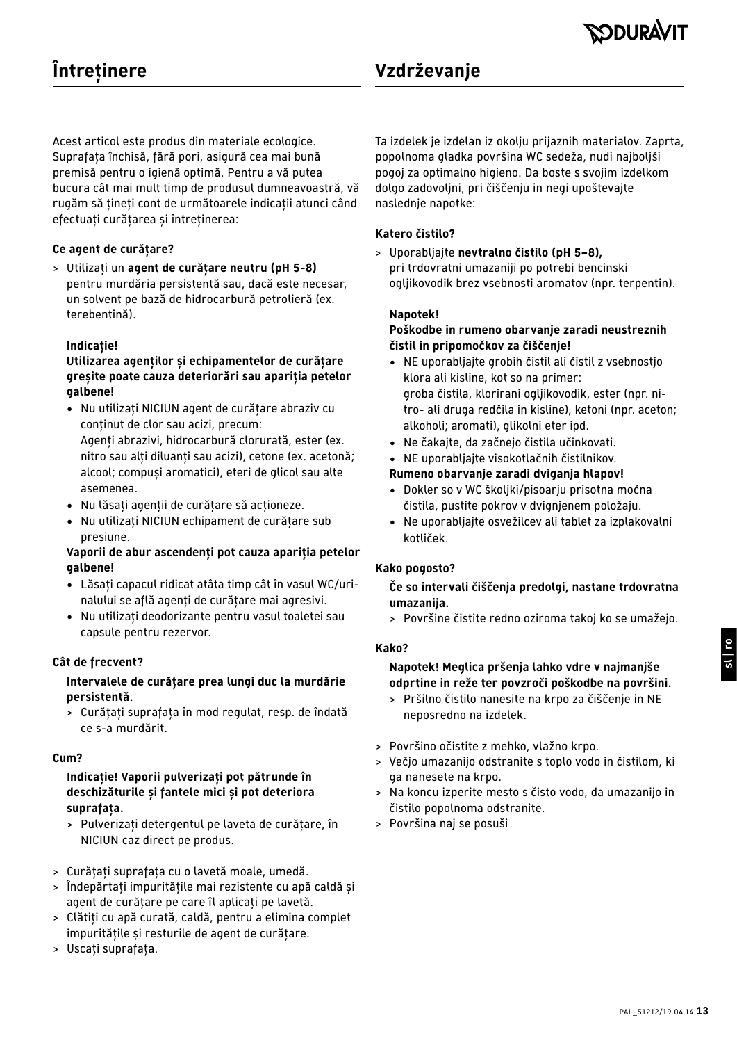## Întreținere

Acest articol este produs din materiale ecologice. Suprafața închisă, fără pori, asigură cea mai bună premisă pentru o igienă optimă. Pentru a vă putea bucura cât mai mult timp de produsul dumneavoastră, vă rugăm să țineți cont de următoarele indicații atunci când efectuați curățarea și întreținerea:

**Ce agent de curățare?**

> Utilizați un **agent de curățare neutru (pH 5-8)** pentru murdăria persistentă sau, dacă este necesar, un solvent pe bază de hidrocarbură petrolieră (ex. terebentină).

**Indicație!**

**Utilizarea agenților și echipamentelor de curățare greșite poate cauza deteriorări sau apariția petelor galbene!**

- Nu utilizați NICIUN agent de curățare abraziv cu conținut de clor sau acizi, precum:
  Agenți abrazivi, hidrocarbură clorurată, ester (ex. nitro sau alți diluanți sau acizi), cetone (ex. acetonă; alcool; compuși aromatici), eteri de glicol sau alte asemenea.
- Nu lăsați agenții de curățare să acționeze.
- Nu utilizați NICIUN echipament de curățare sub presiune.

**Vaporii de abur ascendenți pot cauza apariția petelor galbene!**

- Lăsați capacul ridicat atâta timp cât în vasul WC/urinalului se află agenți de curățare mai agresivi.
- Nu utilizați deodorizante pentru vasul toaletei sau capsule pentru rezervor.

**Cât de frecvent?**

**Intervalele de curățare prea lungi duc la murdărie persistentă.**

> Curățați suprafața în mod regulat, resp. de îndată ce s-a murdărit.

**Cum?**

**Indicație! Vaporii pulverizați pot pătrunde în deschizăturile și fantele mici și pot deteriora suprafața.**

> Pulverizați detergentul pe laveta de curățare, în NICIUN caz direct pe produs.

> Curățați suprafața cu o lavetă moale, umedă.
> Îndepărtați impuritățile mai rezistente cu apă caldă și agent de curățare pe care îl aplicați pe lavetă.
> Clătiți cu apă curată, caldă, pentru a elimina complet impuritățile și resturile de agent de curățare.
> Uscați suprafața.

## Vzdrževanje

Ta izdelek je izdelan iz okolju prijaznih materialov. Zaprta, popolnoma gladka površina WC sedeža, nudi najboljši pogoj za optimalno higieno. Da boste s svojim izdelkom dolgo zadovoljni, pri čiščenju in negi upoštevajte naslednje napotke:

**Katero čistilo?**

> Uporabljajte **nevtralno čistilo (pH 5–8),** pri trdovratni umazaniji po potrebi bencinski ogljikovodik brez vsebnosti aromatov (npr. terpentin).

**Napotek!**

**Poškodbe in rumeno obarvanje zaradi neustreznih čistil in pripomočkov za čiščenje!**

- NE uporabljajte grobih čistil ali čistil z vsebnostjo klora ali kisline, kot so na primer:
  groba čistila, klorirani ogljikovodik, ester (npr. nitro- ali druga redčila in kisline), ketoni (npr. aceton; alkoholi; aromati), glikolni eter ipd.
- Ne čakajte, da začnejo čistila učinkovati.
- NE uporabljajte visokotlačnih čistilnikov.

**Rumeno obarvanje zaradi dviganja hlapov!**

- Dokler so v WC školjki/pisoarju prisotna močna čistila, pustite pokrov v dvignjenem položaju.
- Ne uporabljajte osvežilcev ali tablet za izplakovalni kotliček.

**Kako pogosto?**

**Če so intervali čiščenja predolgi, nastane trdovratna umazanija.**

> Površine čistite redno oziroma takoj ko se umažejo.

**Kako?**

**Napotek! Meglica pršenja lahko vdre v najmanjše odprtine in reže ter povzroči poškodbe na površini.**

> Pršilno čistilo nanesite na krpo za čiščenje in NE neposredno na izdelek.

> Površino očistite z mehko, vlažno krpo.
> Večjo umazanijo odstranite s toplo vodo in čistilom, ki ga nanesete na krpo.
> Na koncu izperite mesto s čisto vodo, da umazanijo in čistilo popolnoma odstranite.
> Površina naj se posuši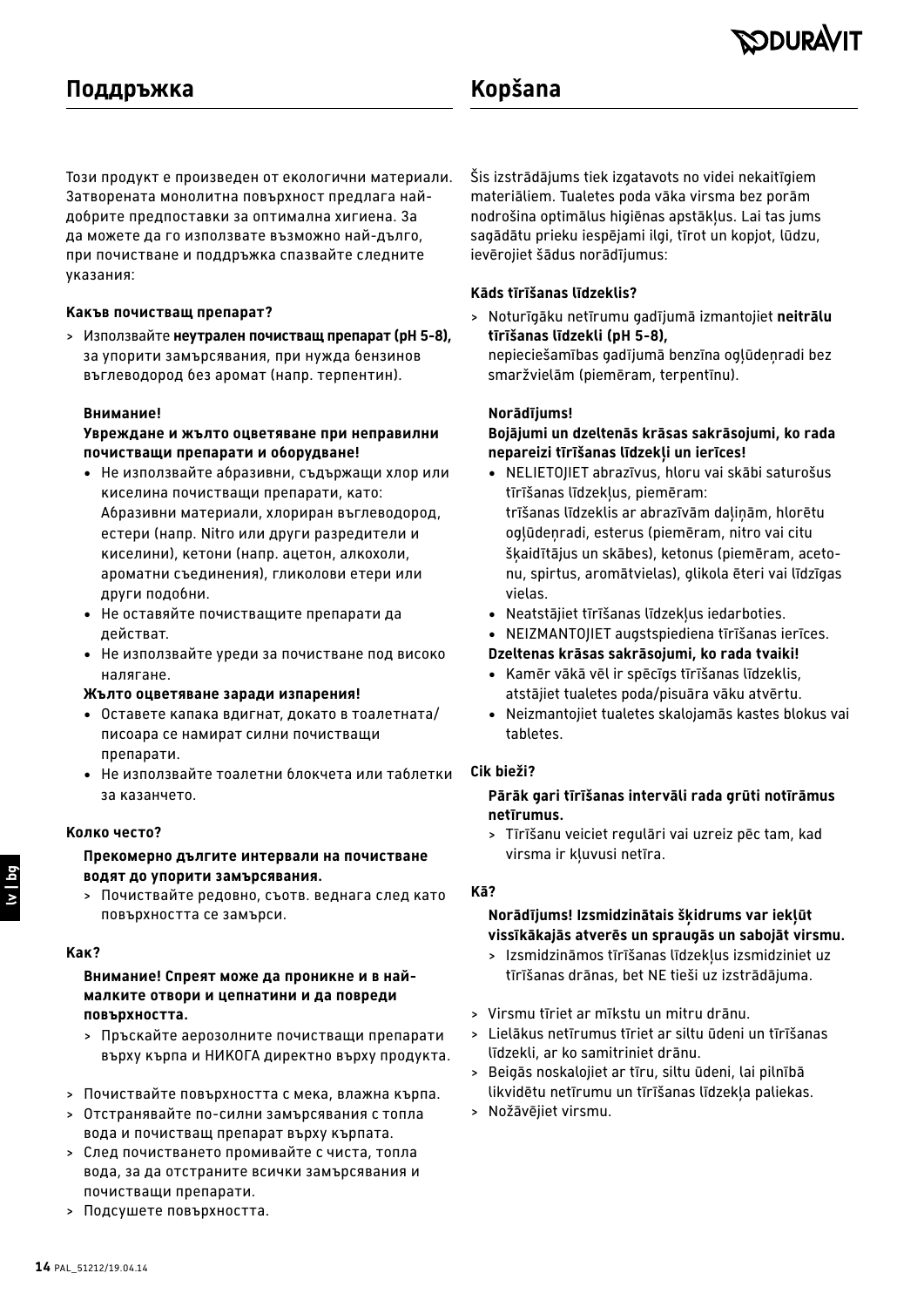## Поддръжка

Този продукт е произведен от екологични материали. Затворената монолитна повърхност предлага най-добрите предпоставки за оптимална хигиена. За да можете да го използвате възможно най-дълго, при почистване и поддръжка спазвайте следните указания:

**Какъв почистващ препарат?**

> Използвайте **неутрален почистващ препарат (pH 5-8),** за упорити замърсявания, при нужда бензинов въглеводород без аромат (напр. терпентин).

**Внимание!**
**Увреждане и жълто оцветяване при неправилни почистващи препарати и оборудване!**

- Не използвайте абразивни, съдържащи хлор или киселина почистващи препарати, като: Абразивни материали, хлориран въглеводород, естери (напр. Nitro или други разредители и киселини), кетони (напр. ацетон, алкохоли, ароматни съединения), гликолови етери или други подобни.
- Не оставяйте почистващите препарати да действат.
- Не използвайте уреди за почистване под високо налягане.

**Жълто оцветяване заради изпарения!**

- Оставете капака вдигнат, докато в тоалетната/писоара се намират силни почистващи препарати.
- Не използвайте тоалетни блокчета или таблетки за казанчето.

**Колко често?**

**Прекомерно дългите интервали на почистване водят до упорити замърсявания.**

> Почиствайте редовно, съотв. веднага след като повърхността се замърси.

**Как?**

**Внимание! Спреят може да проникне и в най-малките отвори и цепнатини и да повреди повърхността.**

> Пръскайте аерозолните почистващи препарати върху кърпа и НИКОГА директно върху продукта.

> Почиствайте повърхността с мека, влажна кърпа.
> Отстранявайте по-силни замърсявания с топла вода и почистващ препарат върху кърпата.
> След почистването промивайте с чиста, топла вода, за да отстраните всички замърсявания и почистващи препарати.
> Подсушете повърхността.

## Kopšana

Šis izstrādājums tiek izgatavots no videi nekaitīgiem materiāliem. Tualetes poda vāka virsma bez porām nodrošina optimālus higiēnas apstākļus. Lai tas jums sagādātu prieku iespējami ilgi, tīrot un kopjot, lūdzu, ievērojiet šādus norādījumus:

**Kāds tīrīšanas līdzeklis?**

> Noturīgāku netīrumu gadījumā izmantojiet **neitrālu tīrīšanas līdzekli (pH 5-8),** nepieciešamības gadījumā benzīna ogļūdeņradi bez smaržvielām (piemēram, terpentīnu).

**Norādījums!**
**Bojājumi un dzeltenās krāsas sakrāsojumi, ko rada nepareizi tīrīšanas līdzekļi un ierīces!**

- NELIETOJIET abrazīvus, hloru vai skābi saturošus tīrīšanas līdzekļus, piemēram: tīrīšanas līdzeklis ar abrazīvām daļiņām, hlorētu ogļūdeņradi, esterus (piemēram, nitro vai citu šķaidītājus un skābes), ketonus (piemēram, acetonu, spirtus, aromātvielas), glikola ēteri vai līdzīgas vielas.
- Neatstājiet tīrīšanas līdzekļus iedarboties.
- NEIZMANTOJIET augstspiediena tīrīšanas ierīces.

**Dzeltenas krāsas sakrāsojumi, ko rada tvaiki!**

- Kamēr vākā vēl ir spēcīgs tīrīšanas līdzeklis, atstājiet tualetes poda/pisuāra vāku atvērtu.
- Neizmantojiet tualetes skalojamās kastes blokus vai tabletes.

**Cik bieži?**

**Pārāk gari tīrīšanas intervāli rada grūti notīrāmus netīrumus.**

> Tīrīšanu veiciet regulāri vai uzreiz pēc tam, kad virsma ir kļuvusi netīra.

**Kā?**

**Norādījums! Izsmidzinātais šķidrums var iekļūt vissīkākajās atverēs un spraugās un sabojāt virsmu.**

> Izsmidzināmos tīrīšanas līdzekļus izsmidziniet uz tīrīšanas drānas, bet NE tieši uz izstrādājuma.

> Virsmu tīriet ar mīkstu un mitru drānu.
> Lielākus netīrumus tīriet ar siltu ūdeni un tīrīšanas līdzekli, ar ko samitriniet drānu.
> Beigās noskalojiet ar tīru, siltu ūdeni, lai pilnībā likvidētu netīrumu un tīrīšanas līdzekļa paliekas.
> Nožāvējiet virsmu.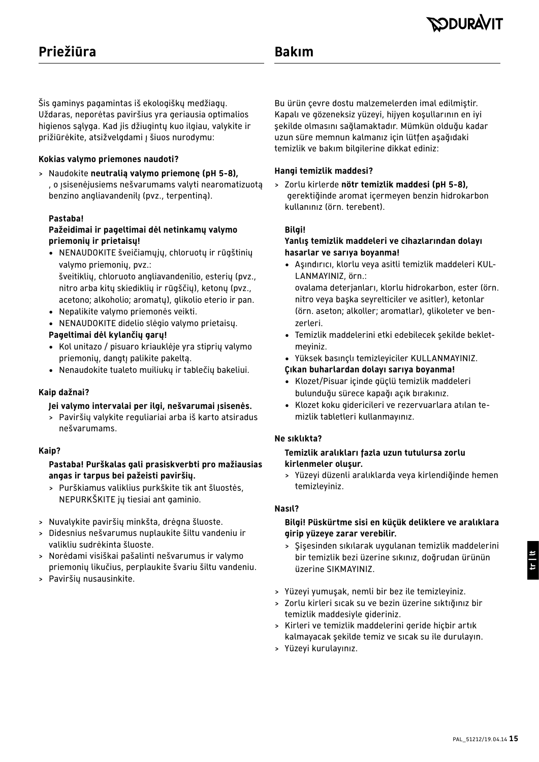## Priežiūra

Šis gaminys pagamintas iš ekologiškų medžiagų. Uždaras, neporėtas paviršius yra geriausia optimalios higienos sąlyga. Kad jis džiugintų kuo ilgiau, valykite ir prižiūrėkite, atsižvelgdami į šiuos nurodymu:

**Kokias valymo priemones naudoti?**

> Naudokite **neutralią valymo priemonę (pH 5-8),** , o įsisenėjusiems nešvarumams valyti nearomatizuotą benzino angliavandenilų (pvz., terpentiną).

**Pastaba!**

**Pažeidimai ir pageltimai dėl netinkamų valymo priemonių ir prietaisų!**

- NENAUDOKITE šveičiamųjų, chloruotų ir rūgštinių valymo priemonių, pvz.: šveitiklių, chloruoto angliavandenilio, esterių (pvz., nitro arba kitų skiediklių ir rūgščių), ketonų (pvz., acetono; alkoholio; aromatų), glikolio eterio ir pan.
- Nepalikite valymo priemonės veikti.
- NENAUDOKITE didelio slėgio valymo prietaisų.

**Pageltimai dėl kylančių garų!**

- Kol unitazo / pisuaro kriauklėje yra stiprių valymo priemonių, dangtį palikite pakeltą.
- Nenaudokite tualeto muiliukų ir tablečių bakeliui.

**Kaip dažnai?**

**Jei valymo intervalai per ilgi, nešvarumai įsisenės.**

> Paviršių valykite reguliariai arba iš karto atsiradus nešvarumams.

**Kaip?**

**Pastaba! Purškalas gali prasiskverbti pro mažiausias angas ir tarpus bei pažeisti paviršių.**

> Purškiamus valiklius purkškite tik ant šluostės, NEPURKŠKITE jų tiesiai ant gaminio.

> Nuvalykite paviršių minkšta, drėgna šluoste.
> Didesnius nešvarumus nuplaukite šiltu vandeniu ir valikliu sudrėkinta šluoste.
> Norėdami visiškai pašalinti nešvarumus ir valymo priemonių likučius, perplaukite švariu šiltu vandeniu.
> Paviršių nusausinkite.

## Bakım

Bu ürün çevre dostu malzemelerden imal edilmiştir. Kapalı ve gözeneksiz yüzeyi, hijyen koşullarının en iyi şekilde olmasını sağlamaktadır. Mümkün olduğu kadar uzun süre memnun kalmanız için lütfen aşağıdaki temizlik ve bakım bilgilerine dikkat ediniz:

**Hangi temizlik maddesi?**

> Zorlu kirlerde **nötr temizlik maddesi (pH 5-8),** gerektiğinde aromat içermeyen benzin hidrokarbon kullanınız (örn. terebent).

**Bilgi!**

**Yanlış temizlik maddeleri ve cihazlarından dolayı hasarlar ve sarıya boyanma!**

- Aşındırıcı, klorlu veya asitli temizlik maddeleri KULLANMAYINIZ, örn.: ovalama deterjanları, klorlu hidrokarbon, ester (örn. nitro veya başka seyrelticiler ve asitler), ketonlar (örn. aseton; alkoller; aromatlar), glikoleter ve benzerleri.
- Temizlik maddelerini etki edebilecek şekilde bekletmeyiniz.
- Yüksek basınçlı temizleyiciler KULLANMAYINIZ.

**Çıkan buharlardan dolayı sarıya boyanma!**

- Klozet/Pisuar içinde güçlü temizlik maddeleri bulunduğu sürece kapağı açık bırakınız.
- Klozet koku gidericileri ve rezervuarlara atılan temizlik tabletleri kullanmayınız.

**Ne sıklıkta?**

**Temizlik aralıkları fazla uzun tutulursa zorlu kirlenmeler oluşur.**

> Yüzeyi düzenli aralıklarda veya kirlendiğinde hemen temizleyiniz.

**Nasıl?**

**Bilgi! Püskürtme sisi en küçük deliklere ve aralıklara girip yüzeye zarar verebilir.**

> Şişesinden sıkılarak uygulanan temizlik maddelerini bir temizlik bezi üzerine sıkınız, doğrudan ürünün üzerine SIKMAYINIZ.

> Yüzeyi yumuşak, nemli bir bez ile temizleyiniz.
> Zorlu kirleri sıcak su ve bezin üzerine sıktığınız bir temizlik maddesiyle gideriniz.
> Kirleri ve temizlik maddelerini geride hiçbir artık kalmayacak şekilde temiz ve sıcak su ile durulayın.
> Yüzeyi kurulayınız.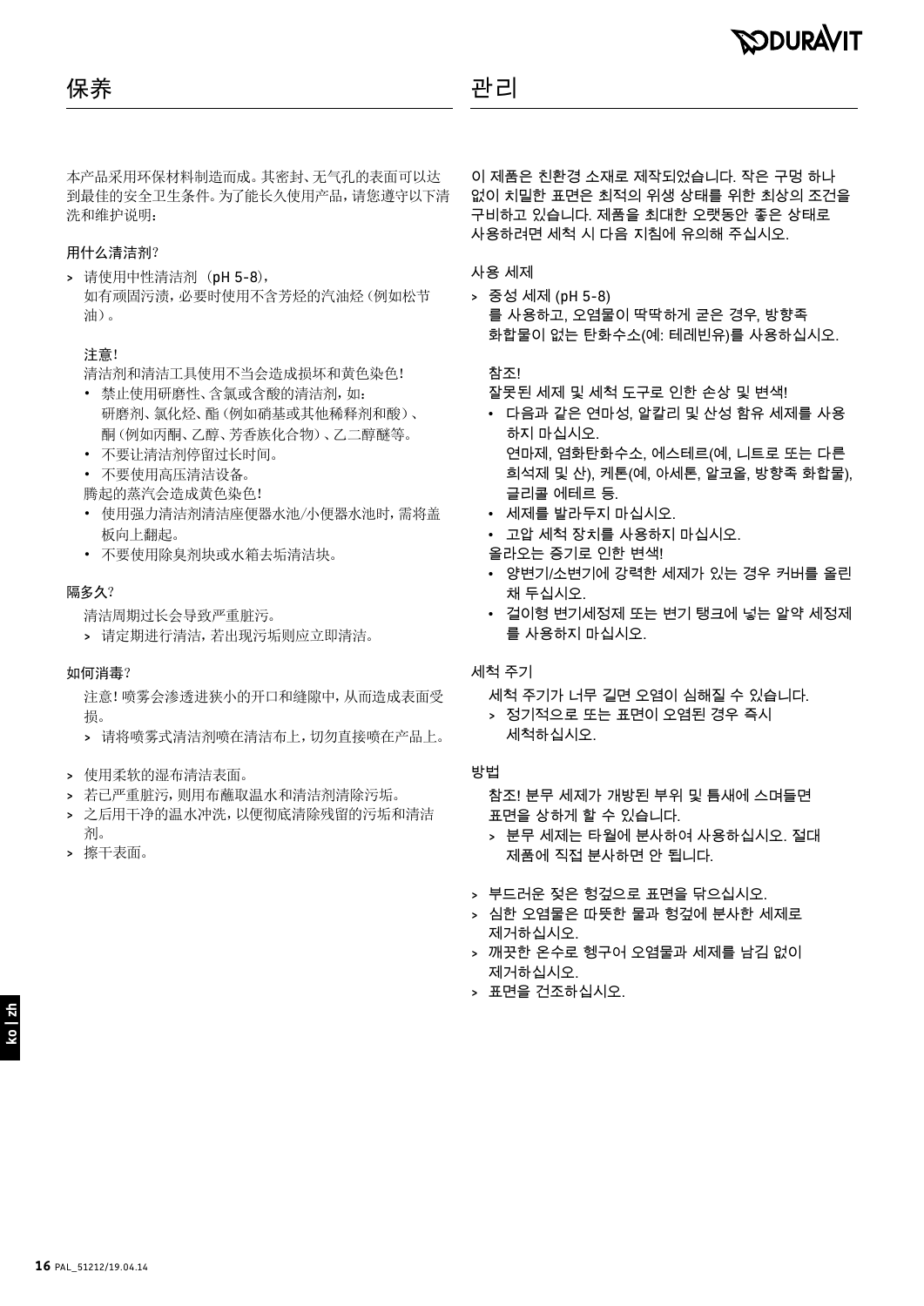# 保养

本产品采用环保材料制造而成。其密封、无气孔的表面可以达到最佳的安全卫生条件。为了能长久使用产品，请您遵守以下清洗和维护说明：

### 用什么清洁剂？

> 请使用中性清洁剂（pH 5-8），
> 如有顽固污渍，必要时使用不含芳烃的汽油烃（例如松节油）。

**注意！**

清洁剂和清洁工具使用不当会造成损坏和黄色染色！

- 禁止使用研磨性、含氯或含酸的清洁剂，如：
  研磨剂、氯化烃、酯（例如硝基或其他稀释剂和酸）、酮（例如丙酮、乙醇、芳香族化合物）、乙二醇醚等。
- 不要让清洁剂停留过长时间。
- 不要使用高压清洁设备。

腾起的蒸汽会造成黄色染色！

- 使用强力清洁剂清洁座便器水池/小便器水池时，需将盖板向上翻起。
- 不要使用除臭剂块或水箱去垢清洁块。

### 隔多久？

清洁周期过长会导致严重脏污。

> 请定期进行清洁，若出现污垢则应立即清洁。

### 如何消毒？

注意！喷雾会渗透进狭小的开口和缝隙中，从而造成表面受损。

> 请将喷雾式清洁剂喷在清洁布上，切勿直接喷在产品上。

> 使用柔软的湿布清洁表面。
> 若已严重脏污，则用布蘸取温水和清洁剂清除污垢。
> 之后用干净的温水冲洗，以便彻底清除残留的污垢和清洁剂。
> 擦干表面。

# 관리

이 제품은 친환경 소재로 제작되었습니다. 작은 구멍 하나 없이 치밀한 표면은 최적의 위생 상태를 위한 최상의 조건을 구비하고 있습니다. 제품을 최대한 오랫동안 좋은 상태로 사용하려면 세척 시 다음 지침에 유의해 주십시오.

### 사용 세제

> 중성 세제 (pH 5-8)
> 를 사용하고, 오염물이 딱딱하게 굳은 경우, 방향족 화합물이 없는 탄화수소(예: 테레빈유)를 사용하십시오.

**참조!**

잘못된 세제 및 세척 도구로 인한 손상 및 변색!

- 다음과 같은 연마성, 알칼리 및 산성 함유 세제를 사용하지 마십시오.
  연마제, 염화탄화수소, 에스테르(예, 니트로 또는 다른 희석제 및 산), 케톤(예, 아세톤, 알코올, 방향족 화합물), 글리콜 에테르 등.
- 세제를 발라두지 마십시오.
- 고압 세척 장치를 사용하지 마십시오.

올라오는 증기로 인한 변색!

- 양변기/소변기에 강력한 세제가 있는 경우 커버를 올린 채 두십시오.
- 걸이형 변기세정제 또는 변기 탱크에 넣는 알약 세정제를 사용하지 마십시오.

### 세척 주기

세척 주기가 너무 길면 오염이 심해질 수 있습니다.

> 정기적으로 또는 표면이 오염된 경우 즉시 세척하십시오.

### 방법

참조! 분무 세제가 개방된 부위 및 틈새에 스며들면 표면을 상하게 할 수 있습니다.

> 분무 세제는 타월에 분사하여 사용하십시오. 절대 제품에 직접 분사하면 안 됩니다.

> 부드러운 젖은 헝겊으로 표면을 닦으십시오.
> 심한 오염물은 따뜻한 물과 헝겊에 분사한 세제로 제거하십시오.
> 깨끗한 온수로 헹구어 오염물과 세제를 남김 없이 제거하십시오.
> 표면을 건조하십시오.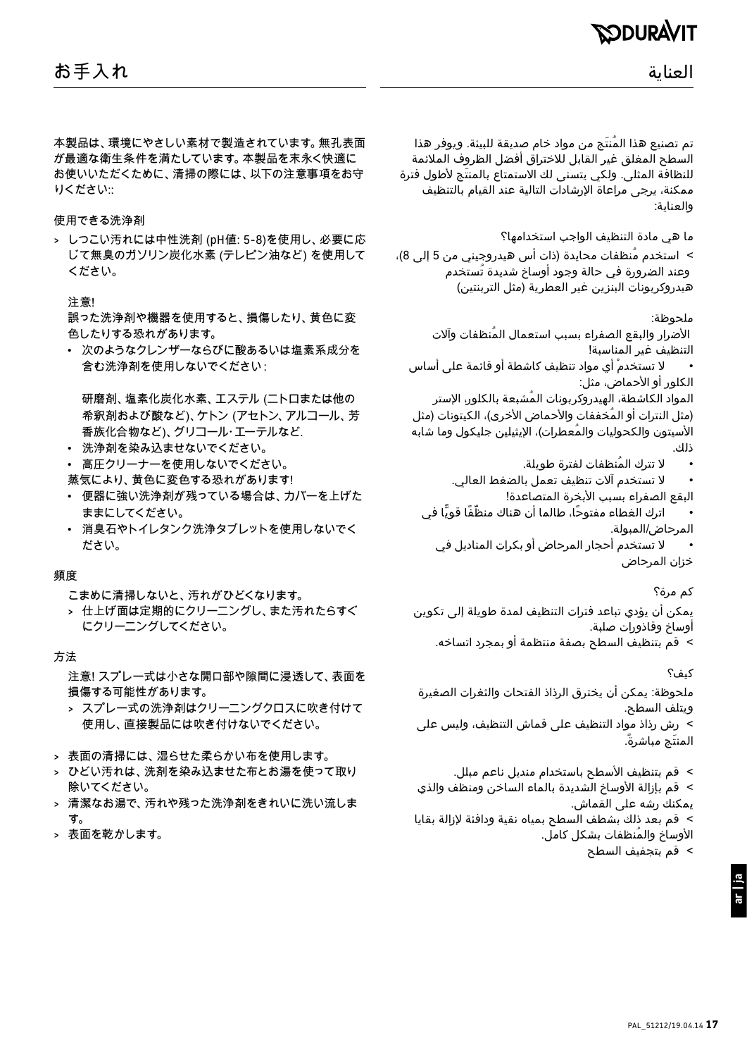# お手入れ

本製品は、環境にやさしい素材で製造されています。無孔表面が最適な衛生条件を満たしています。本製品を末永く快適にお使いいただくために、清掃の際には、以下の注意事項をお守りください::

使用できる洗浄剤

> しつこい汚れには中性洗剤 (pH値: 5-8)を使用し、必要に応じて無臭のガソリン炭化水素 (テレピン油など) を使用してください。

注意!
誤った洗浄剤や機器を使用すると、損傷したり、黄色に変色したりする恐れがあります。

- 次のようなクレンザーならびに酸あるいは塩素系成分を含む洗浄剤を使用しないでください :

  研磨剤、塩素化炭化水素、エステル (ニトロまたは他の希釈剤および酸など)、ケトン (アセトン、アルコール、芳香族化合物など)、グリコール・エーテルなど.
- 洗浄剤を染み込ませないでください。
- 高圧クリーナーを使用しないでください。

蒸気により、黄色に変色する恐れがあります!

- 便器に強い洗浄剤が残っている場合は、カバーを上げたままにしてください。
- 消臭石やトイレタンク洗浄タブレットを使用しないでください。

頻度

こまめに清掃しないと、汚れがひどくなります。

> 仕上げ面は定期的にクリーニングし、また汚れたらすぐにクリーニングしてください。

方法

注意! スプレー式は小さな開口部や隙間に浸透して、表面を損傷する可能性があります。

> スプレー式の洗浄剤はクリーニングクロスに吹き付けて使用し、直接製品には吹き付けないでください。

> 表面の清掃には、湿らせた柔らかい布を使用します。
> ひどい汚れは、洗剤を染み込ませた布とお湯を使って取り除いてください。
> 清潔なお湯で、汚れや残った洗浄剤をきれいに洗い流します。
> 表面を乾かします。

# العناية

تم تصنيع هذا المُنتَج من مواد خام صديقة للبيئة. ويوفر هذا السطح المغلق غير القابل للاختراق أفضل الظروف الملائمة للنظافة المثلى. ولكي يتسنى لك الاستمتاع بالمنتَج لأطول فترة ممكنة، يرجى مراعاة الإرشادات التالية عند القيام بالتنظيف والعناية:

ما هي مادة التنظيف الواجب استخدامها؟

> استخدم مُنظفات محايدة (ذات أس هيدروجيني من 5 إلى 8)، وعند الضرورة في حالة وجود أوساخ شديدة تُستخدم هيدروكربونات البنزين غير العطرية (مثل التربنتين)

ملحوظة:
الأضرار والبقع الصفراء بسبب استعمال المُنظفات وآلات التنظيف غير المناسبة!

- لا تستخدمْ أي مواد تنظيف كاشطة أو قائمة على أساس الكلور أو الأحماض، مثل:

  المواد الكاشطة، الهيدروكربونات المُشبعة بالكلور، الإستر (مثل النترات أو المُخففات والأحماض الأخرى)، الكيتونات (مثل الأسيتون والكحوليات والمُعطرات)، الإيثيلين جليكول وما شابه ذلك.
- لا تترك المُنظفات لفترة طويلة.
- لا تستخدم آلات تنظيف تعمل بالضغط العالي.

البقع الصفراء بسبب الأبخرة المتصاعدة!

- اترك الغطاء مفتوحًا، طالما أن هناك منظّفًا قويًّا في المرحاض/المبولة.
- لا تستخدم أحجار المرحاض أو بكرات المناديل في خزان المرحاض

كم مرة؟

يمكن أن يؤدي تباعد فترات التنظيف لمدة طويلة إلى تكوين أوساخ وقاذورات صلبة.

> قم بتنظيف السطح بصفة منتظمة أو بمجرد اتساخه.

كيف؟

ملحوظة: يمكن أن يخترق الرذاذ الفتحات والثغرات الصغيرة ويتلف السطح.

> رش رذاذ مواد التنظيف على قماش التنظيف، وليس على المنتَج مباشرةً.

> قم بتنظيف الأسطح باستخدام منديل ناعم مبلل.
> قم بإزالة الأوساخ الشديدة بالماء الساخن ومنظف والذي يمكنك رشه على القماش.
> قم بعد ذلك بشطف السطح بمياه نقية ودافئة لإزالة بقايا الأوساخ والمُنظفات بشكل كامل.
> قم بتجفيف السطح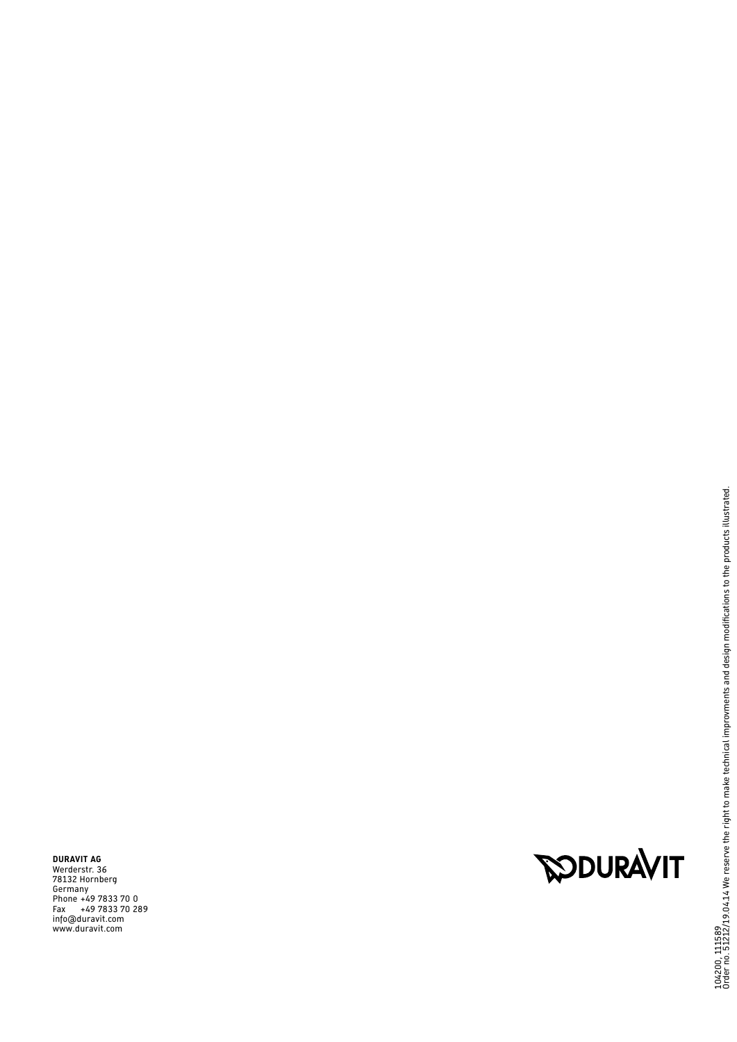**DURAVIT AG**
Werderstr. 36
78132 Hornberg
Germany
Phone +49 7833 70 0
Fax +49 7833 70 289
info@duravit.com
www.duravit.com

DURAVIT

104200, 111589
Order no. 51212/19.04.14 We reserve the right to make technical improvments and design modifications to the products illustrated.